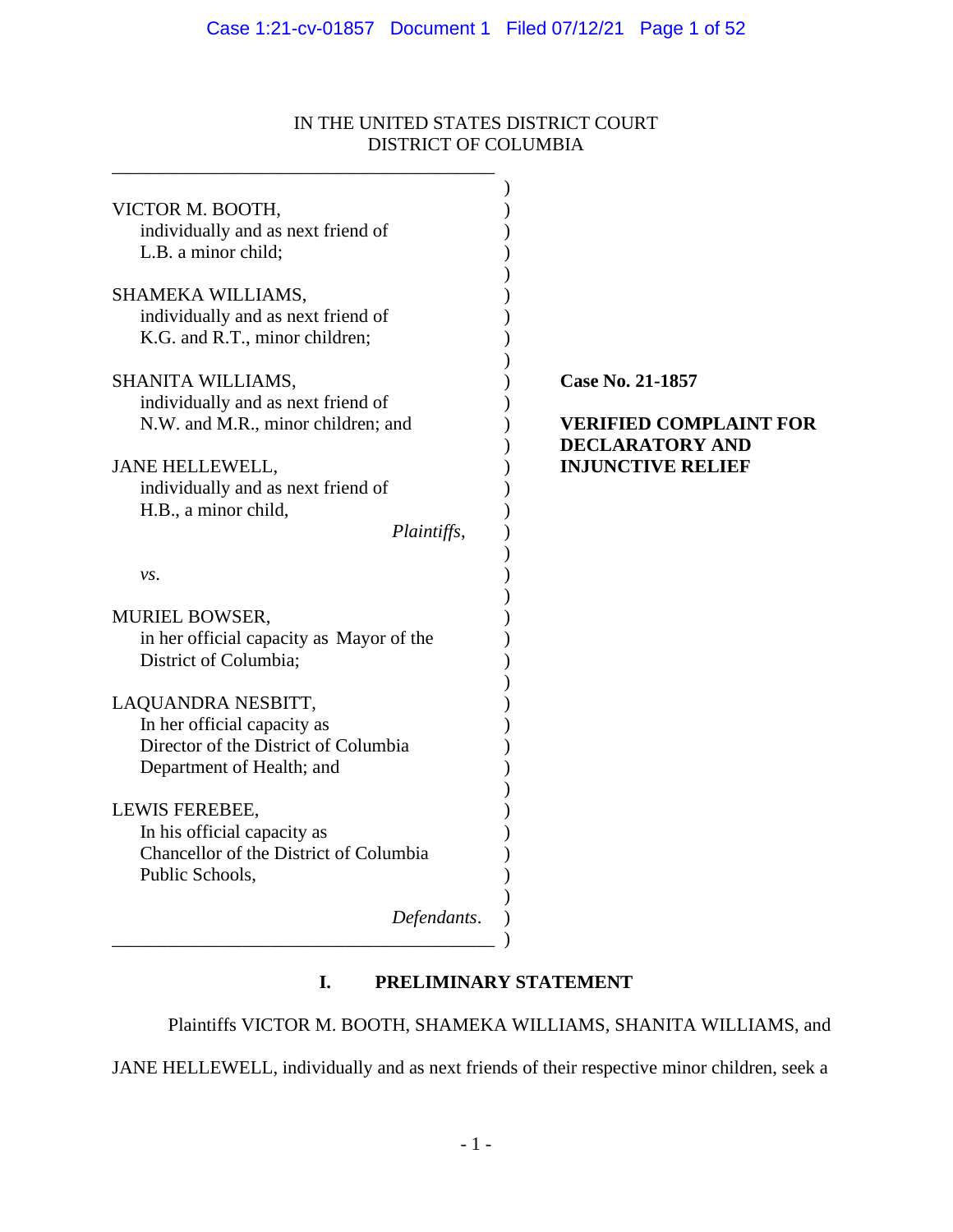IN THE UNITED STATES DISTRICT COURT
DISTRICT OF COLUMBIA

VICTOR M. BOOTH,
individually and as next friend of
L.B. a minor child;

SHAMEKA WILLIAMS,
individually and as next friend of
K.G. and R.T., minor children;

SHANITA WILLIAMS,
individually and as next friend of
N.W. and M.R., minor children; and

JANE HELLEWELL,
individually and as next friend of
H.B., a minor child,

*Plaintiffs*,

*vs*.

MURIEL BOWSER,
in her official capacity as Mayor of the
District of Columbia;

LAQUANDRA NESBITT,
In her official capacity as
Director of the District of Columbia
Department of Health; and

LEWIS FEREBEE,
In his official capacity as
Chancellor of the District of Columbia
Public Schools,

*Defendants*.

**Case No. 21-1857**

**VERIFIED COMPLAINT FOR DECLARATORY AND INJUNCTIVE RELIEF**

## I. PRELIMINARY STATEMENT

Plaintiffs VICTOR M. BOOTH, SHAMEKA WILLIAMS, SHANITA WILLIAMS, and JANE HELLEWELL, individually and as next friends of their respective minor children, seek a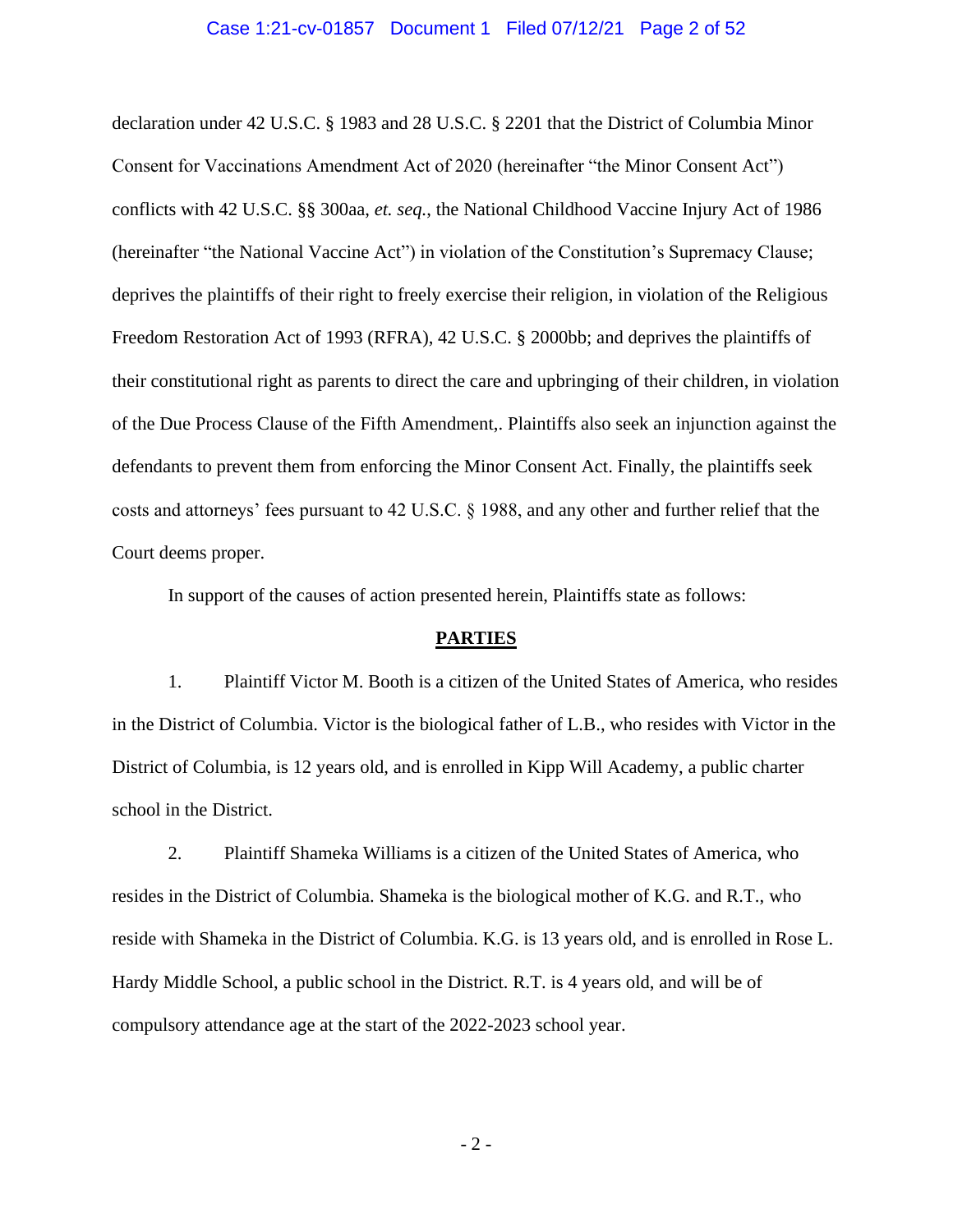declaration under 42 U.S.C. § 1983 and 28 U.S.C. § 2201 that the District of Columbia Minor Consent for Vaccinations Amendment Act of 2020 (hereinafter "the Minor Consent Act") conflicts with 42 U.S.C. §§ 300aa, *et. seq.*, the National Childhood Vaccine Injury Act of 1986 (hereinafter "the National Vaccine Act") in violation of the Constitution's Supremacy Clause; deprives the plaintiffs of their right to freely exercise their religion, in violation of the Religious Freedom Restoration Act of 1993 (RFRA), 42 U.S.C. § 2000bb; and deprives the plaintiffs of their constitutional right as parents to direct the care and upbringing of their children, in violation of the Due Process Clause of the Fifth Amendment,. Plaintiffs also seek an injunction against the defendants to prevent them from enforcing the Minor Consent Act. Finally, the plaintiffs seek costs and attorneys' fees pursuant to 42 U.S.C. § 1988, and any other and further relief that the Court deems proper.

In support of the causes of action presented herein, Plaintiffs state as follows:

## PARTIES

1. Plaintiff Victor M. Booth is a citizen of the United States of America, who resides in the District of Columbia. Victor is the biological father of L.B., who resides with Victor in the District of Columbia, is 12 years old, and is enrolled in Kipp Will Academy, a public charter school in the District.

2. Plaintiff Shameka Williams is a citizen of the United States of America, who resides in the District of Columbia. Shameka is the biological mother of K.G. and R.T., who reside with Shameka in the District of Columbia. K.G. is 13 years old, and is enrolled in Rose L. Hardy Middle School, a public school in the District. R.T. is 4 years old, and will be of compulsory attendance age at the start of the 2022-2023 school year.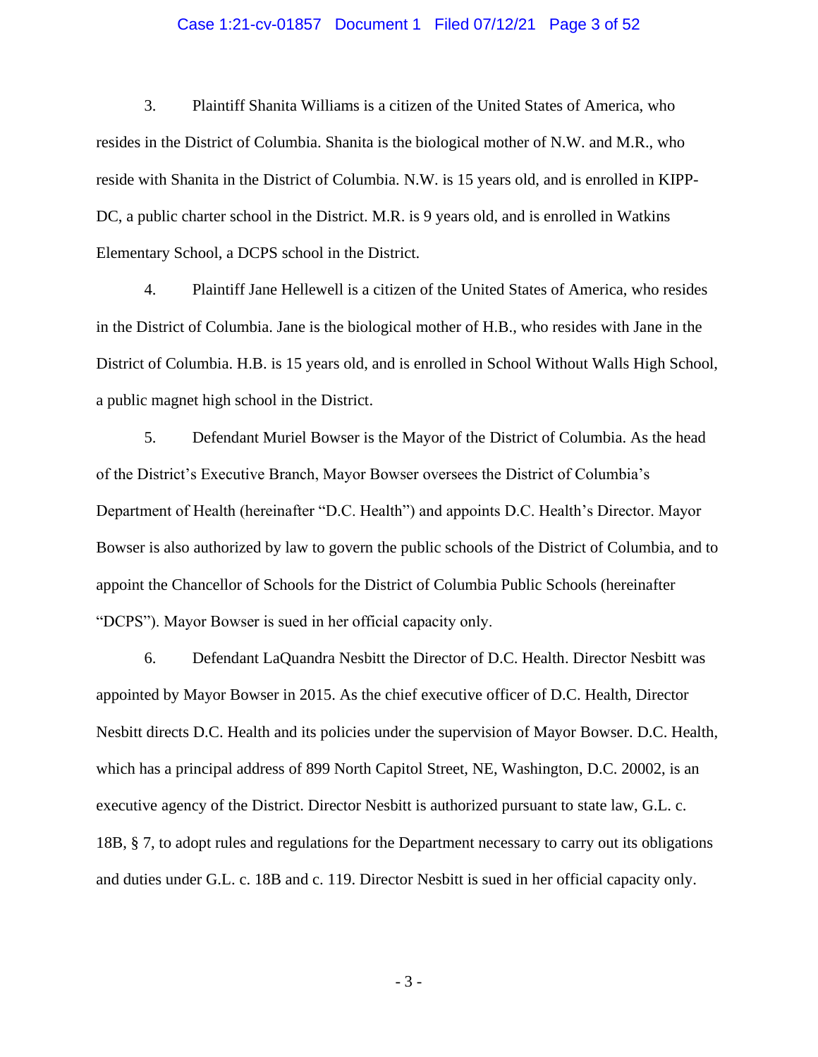3. Plaintiff Shanita Williams is a citizen of the United States of America, who resides in the District of Columbia. Shanita is the biological mother of N.W. and M.R., who reside with Shanita in the District of Columbia. N.W. is 15 years old, and is enrolled in KIPP-DC, a public charter school in the District. M.R. is 9 years old, and is enrolled in Watkins Elementary School, a DCPS school in the District.

4. Plaintiff Jane Hellewell is a citizen of the United States of America, who resides in the District of Columbia. Jane is the biological mother of H.B., who resides with Jane in the District of Columbia. H.B. is 15 years old, and is enrolled in School Without Walls High School, a public magnet high school in the District.

5. Defendant Muriel Bowser is the Mayor of the District of Columbia. As the head of the District's Executive Branch, Mayor Bowser oversees the District of Columbia's Department of Health (hereinafter "D.C. Health") and appoints D.C. Health's Director. Mayor Bowser is also authorized by law to govern the public schools of the District of Columbia, and to appoint the Chancellor of Schools for the District of Columbia Public Schools (hereinafter "DCPS"). Mayor Bowser is sued in her official capacity only.

6. Defendant LaQuandra Nesbitt the Director of D.C. Health. Director Nesbitt was appointed by Mayor Bowser in 2015. As the chief executive officer of D.C. Health, Director Nesbitt directs D.C. Health and its policies under the supervision of Mayor Bowser. D.C. Health, which has a principal address of 899 North Capitol Street, NE, Washington, D.C. 20002, is an executive agency of the District. Director Nesbitt is authorized pursuant to state law, G.L. c. 18B, § 7, to adopt rules and regulations for the Department necessary to carry out its obligations and duties under G.L. c. 18B and c. 119. Director Nesbitt is sued in her official capacity only.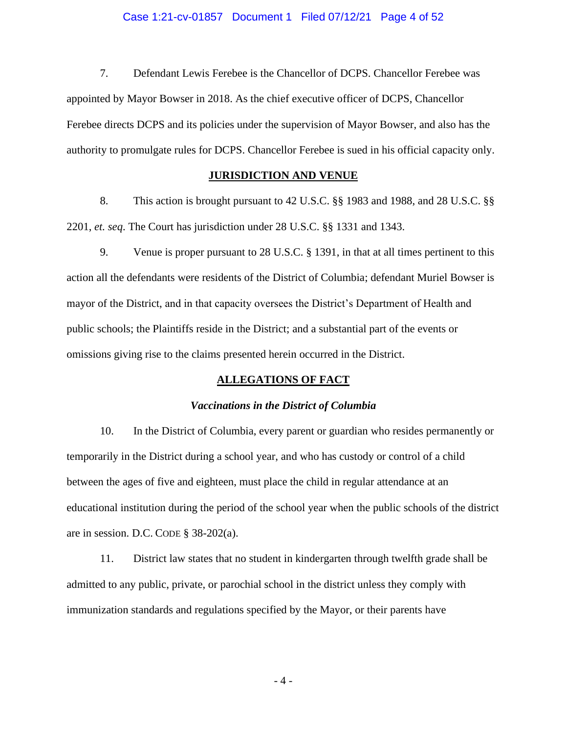7. Defendant Lewis Ferebee is the Chancellor of DCPS. Chancellor Ferebee was appointed by Mayor Bowser in 2018. As the chief executive officer of DCPS, Chancellor Ferebee directs DCPS and its policies under the supervision of Mayor Bowser, and also has the authority to promulgate rules for DCPS. Chancellor Ferebee is sued in his official capacity only.

## JURISDICTION AND VENUE

8. This action is brought pursuant to 42 U.S.C. §§ 1983 and 1988, and 28 U.S.C. §§ 2201, *et. seq*. The Court has jurisdiction under 28 U.S.C. §§ 1331 and 1343.

9. Venue is proper pursuant to 28 U.S.C. § 1391, in that at all times pertinent to this action all the defendants were residents of the District of Columbia; defendant Muriel Bowser is mayor of the District, and in that capacity oversees the District's Department of Health and public schools; the Plaintiffs reside in the District; and a substantial part of the events or omissions giving rise to the claims presented herein occurred in the District.

## ALLEGATIONS OF FACT

### *Vaccinations in the District of Columbia*

10. In the District of Columbia, every parent or guardian who resides permanently or temporarily in the District during a school year, and who has custody or control of a child between the ages of five and eighteen, must place the child in regular attendance at an educational institution during the period of the school year when the public schools of the district are in session. D.C. CODE § 38-202(a).

11. District law states that no student in kindergarten through twelfth grade shall be admitted to any public, private, or parochial school in the district unless they comply with immunization standards and regulations specified by the Mayor, or their parents have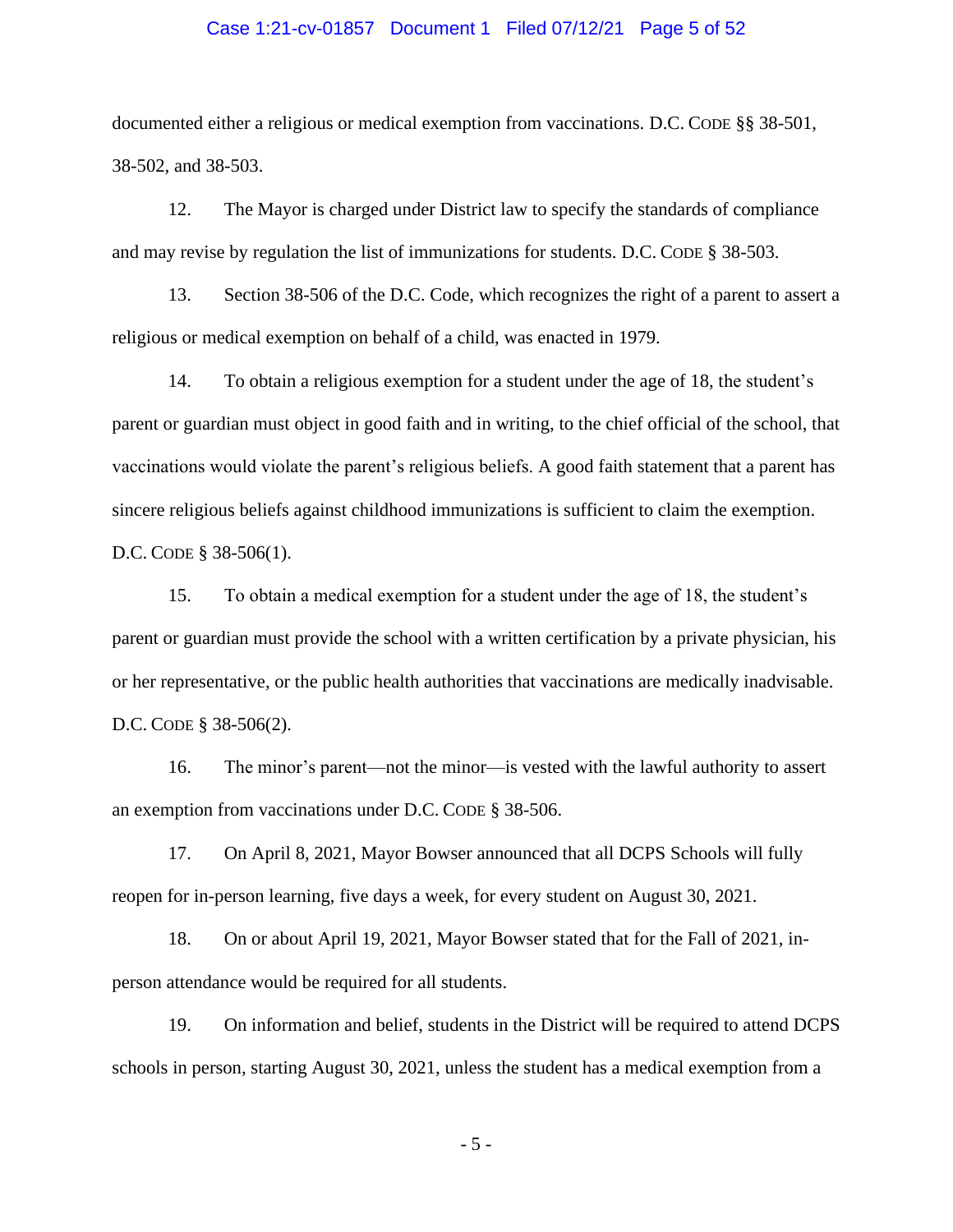documented either a religious or medical exemption from vaccinations. D.C. CODE §§ 38-501, 38-502, and 38-503.

12. The Mayor is charged under District law to specify the standards of compliance and may revise by regulation the list of immunizations for students. D.C. CODE § 38-503.

13. Section 38-506 of the D.C. Code, which recognizes the right of a parent to assert a religious or medical exemption on behalf of a child, was enacted in 1979.

14. To obtain a religious exemption for a student under the age of 18, the student's parent or guardian must object in good faith and in writing, to the chief official of the school, that vaccinations would violate the parent's religious beliefs. A good faith statement that a parent has sincere religious beliefs against childhood immunizations is sufficient to claim the exemption. D.C. CODE § 38-506(1).

15. To obtain a medical exemption for a student under the age of 18, the student's parent or guardian must provide the school with a written certification by a private physician, his or her representative, or the public health authorities that vaccinations are medically inadvisable. D.C. CODE § 38-506(2).

16. The minor's parent—not the minor—is vested with the lawful authority to assert an exemption from vaccinations under D.C. CODE § 38-506.

17. On April 8, 2021, Mayor Bowser announced that all DCPS Schools will fully reopen for in-person learning, five days a week, for every student on August 30, 2021.

18. On or about April 19, 2021, Mayor Bowser stated that for the Fall of 2021, in-person attendance would be required for all students.

19. On information and belief, students in the District will be required to attend DCPS schools in person, starting August 30, 2021, unless the student has a medical exemption from a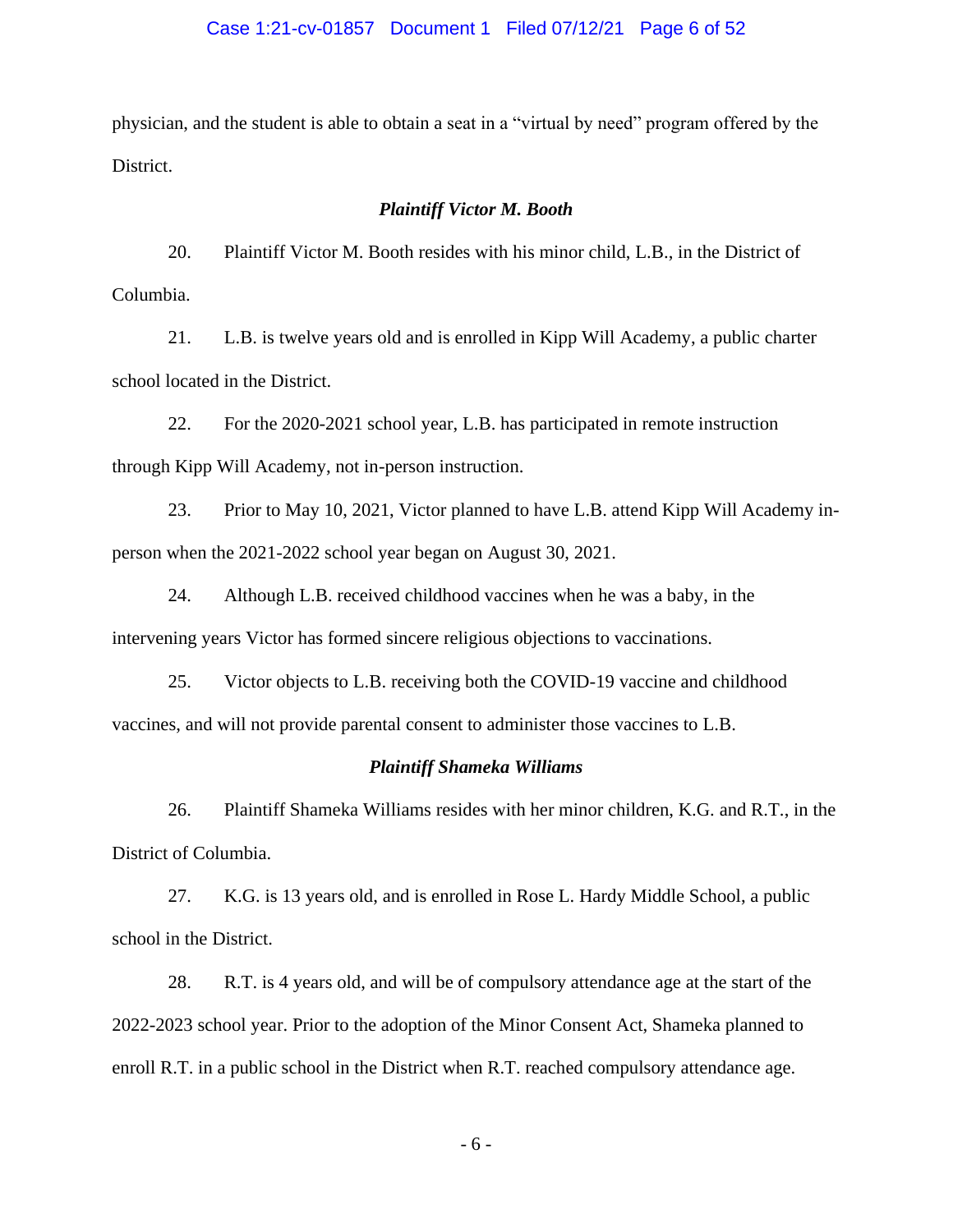physician, and the student is able to obtain a seat in a "virtual by need" program offered by the District.

### *Plaintiff Victor M. Booth*

20. Plaintiff Victor M. Booth resides with his minor child, L.B., in the District of Columbia.

21. L.B. is twelve years old and is enrolled in Kipp Will Academy, a public charter school located in the District.

22. For the 2020-2021 school year, L.B. has participated in remote instruction through Kipp Will Academy, not in-person instruction.

23. Prior to May 10, 2021, Victor planned to have L.B. attend Kipp Will Academy in-person when the 2021-2022 school year began on August 30, 2021.

24. Although L.B. received childhood vaccines when he was a baby, in the intervening years Victor has formed sincere religious objections to vaccinations.

25. Victor objects to L.B. receiving both the COVID-19 vaccine and childhood vaccines, and will not provide parental consent to administer those vaccines to L.B.

### *Plaintiff Shameka Williams*

26. Plaintiff Shameka Williams resides with her minor children, K.G. and R.T., in the District of Columbia.

27. K.G. is 13 years old, and is enrolled in Rose L. Hardy Middle School, a public school in the District.

28. R.T. is 4 years old, and will be of compulsory attendance age at the start of the 2022-2023 school year. Prior to the adoption of the Minor Consent Act, Shameka planned to enroll R.T. in a public school in the District when R.T. reached compulsory attendance age.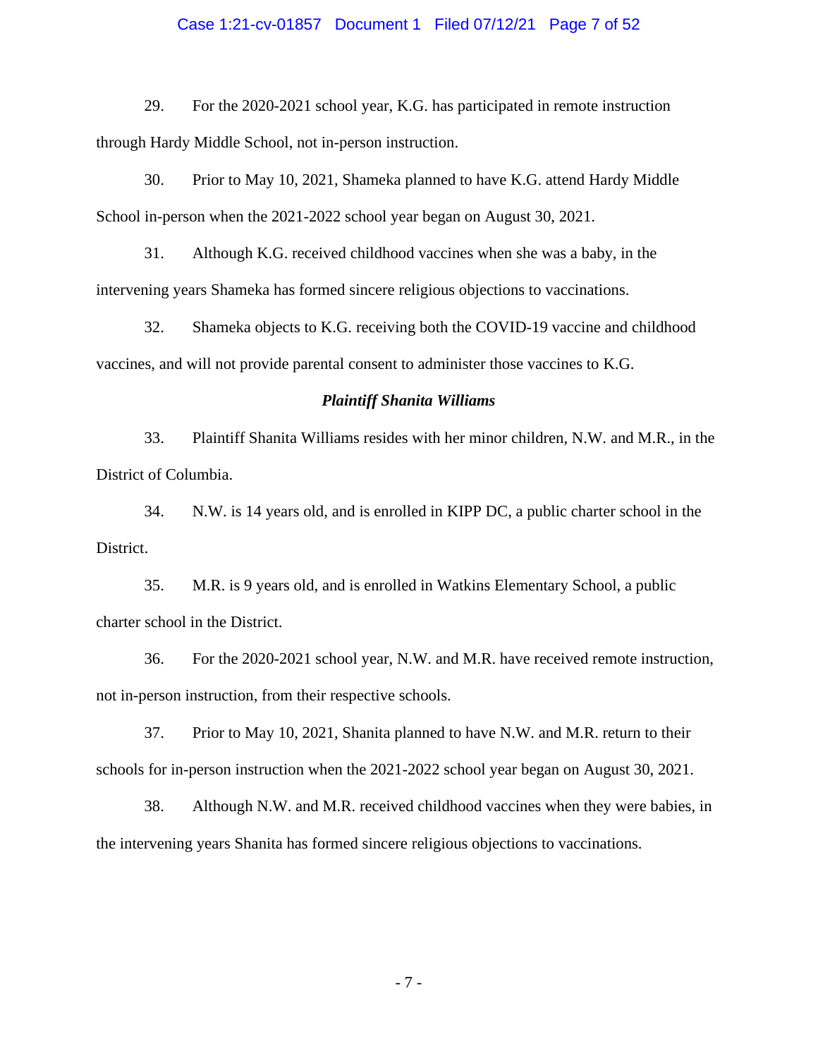29. For the 2020-2021 school year, K.G. has participated in remote instruction through Hardy Middle School, not in-person instruction.

30. Prior to May 10, 2021, Shameka planned to have K.G. attend Hardy Middle School in-person when the 2021-2022 school year began on August 30, 2021.

31. Although K.G. received childhood vaccines when she was a baby, in the intervening years Shameka has formed sincere religious objections to vaccinations.

32. Shameka objects to K.G. receiving both the COVID-19 vaccine and childhood vaccines, and will not provide parental consent to administer those vaccines to K.G.

### *Plaintiff Shanita Williams*

33. Plaintiff Shanita Williams resides with her minor children, N.W. and M.R., in the District of Columbia.

34. N.W. is 14 years old, and is enrolled in KIPP DC, a public charter school in the District.

35. M.R. is 9 years old, and is enrolled in Watkins Elementary School, a public charter school in the District.

36. For the 2020-2021 school year, N.W. and M.R. have received remote instruction, not in-person instruction, from their respective schools.

37. Prior to May 10, 2021, Shanita planned to have N.W. and M.R. return to their schools for in-person instruction when the 2021-2022 school year began on August 30, 2021.

38. Although N.W. and M.R. received childhood vaccines when they were babies, in the intervening years Shanita has formed sincere religious objections to vaccinations.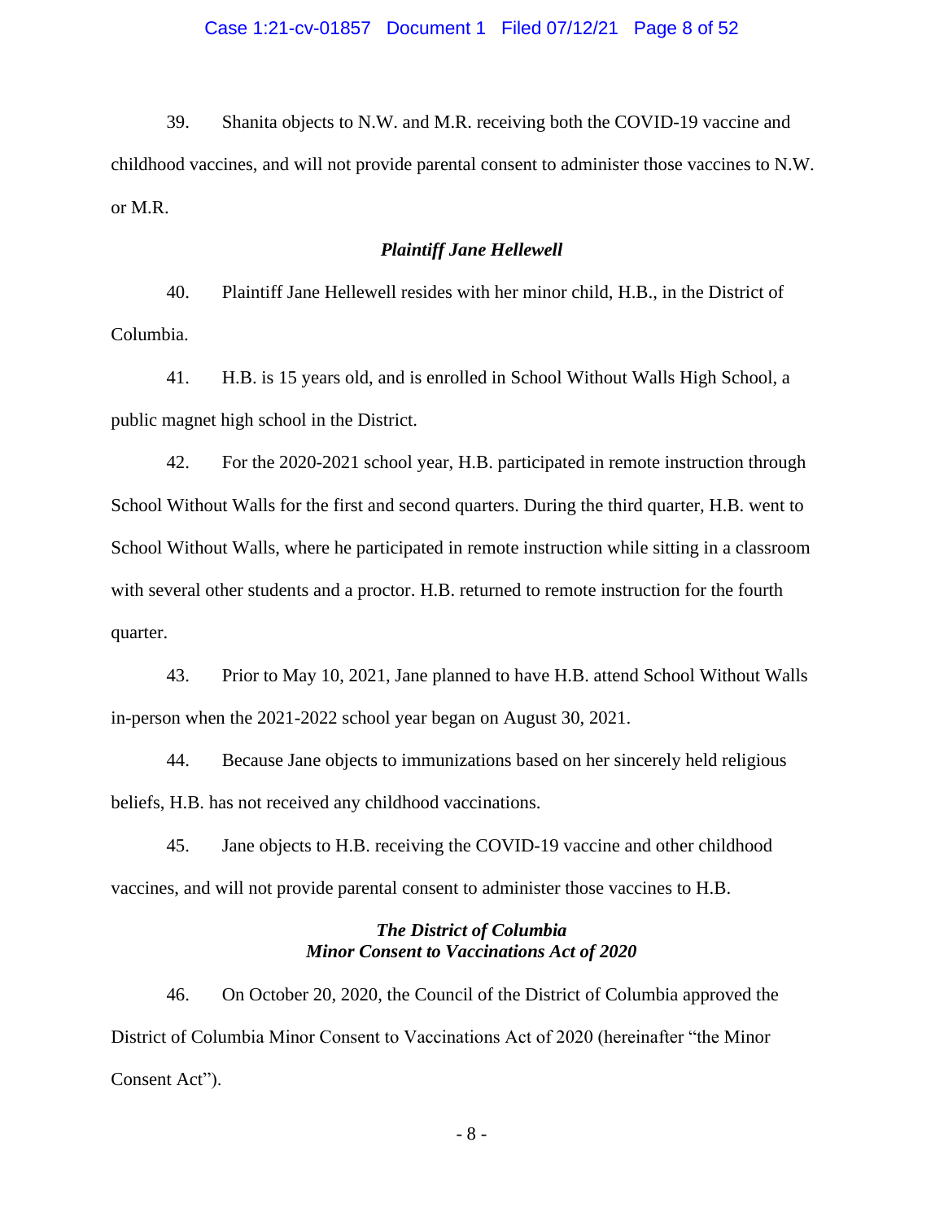39. Shanita objects to N.W. and M.R. receiving both the COVID-19 vaccine and childhood vaccines, and will not provide parental consent to administer those vaccines to N.W. or M.R.

### *Plaintiff Jane Hellewell*

40. Plaintiff Jane Hellewell resides with her minor child, H.B., in the District of Columbia.

41. H.B. is 15 years old, and is enrolled in School Without Walls High School, a public magnet high school in the District.

42. For the 2020-2021 school year, H.B. participated in remote instruction through School Without Walls for the first and second quarters. During the third quarter, H.B. went to School Without Walls, where he participated in remote instruction while sitting in a classroom with several other students and a proctor. H.B. returned to remote instruction for the fourth quarter.

43. Prior to May 10, 2021, Jane planned to have H.B. attend School Without Walls in-person when the 2021-2022 school year began on August 30, 2021.

44. Because Jane objects to immunizations based on her sincerely held religious beliefs, H.B. has not received any childhood vaccinations.

45. Jane objects to H.B. receiving the COVID-19 vaccine and other childhood vaccines, and will not provide parental consent to administer those vaccines to H.B.

### *The District of Columbia*
### *Minor Consent to Vaccinations Act of 2020*

46. On October 20, 2020, the Council of the District of Columbia approved the District of Columbia Minor Consent to Vaccinations Act of 2020 (hereinafter "the Minor Consent Act").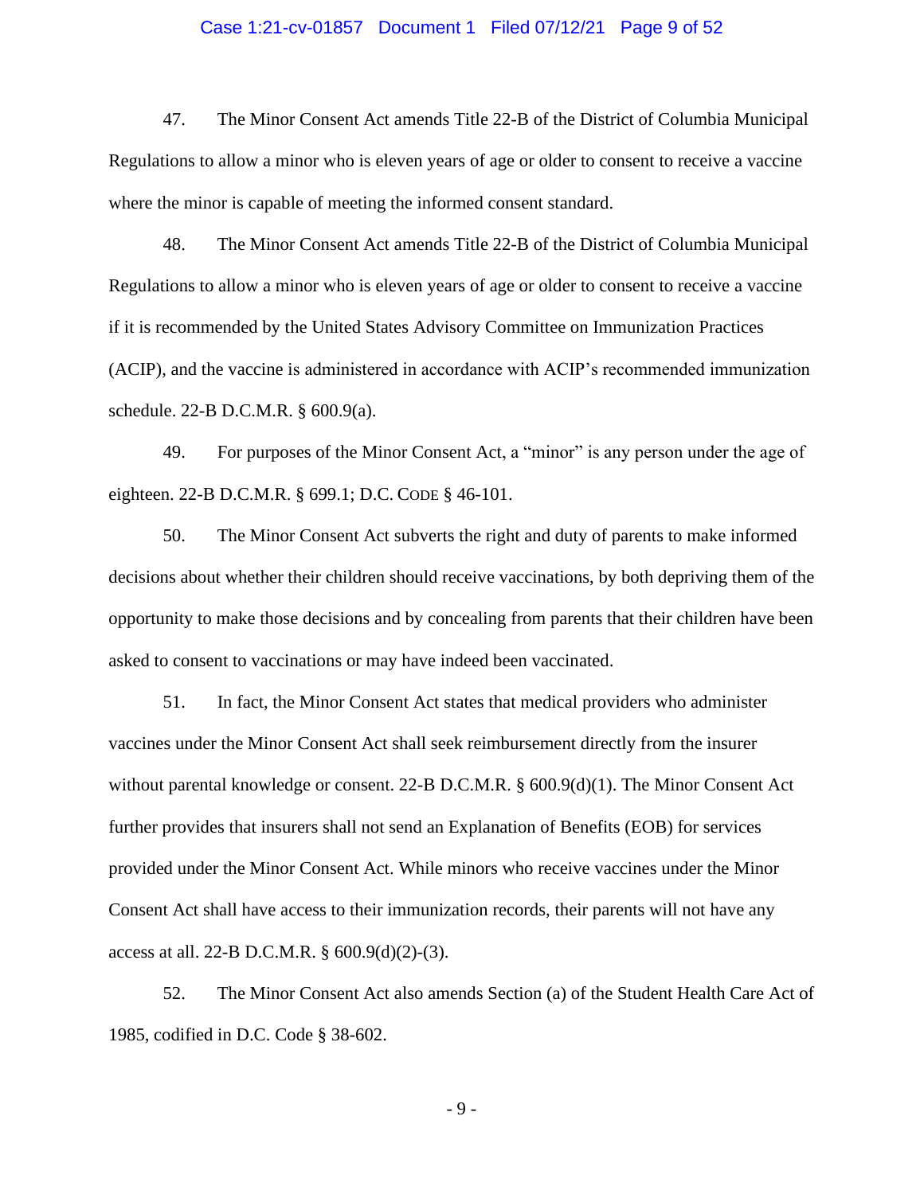47. The Minor Consent Act amends Title 22-B of the District of Columbia Municipal Regulations to allow a minor who is eleven years of age or older to consent to receive a vaccine where the minor is capable of meeting the informed consent standard.

48. The Minor Consent Act amends Title 22-B of the District of Columbia Municipal Regulations to allow a minor who is eleven years of age or older to consent to receive a vaccine if it is recommended by the United States Advisory Committee on Immunization Practices (ACIP), and the vaccine is administered in accordance with ACIP's recommended immunization schedule. 22-B D.C.M.R. § 600.9(a).

49. For purposes of the Minor Consent Act, a "minor" is any person under the age of eighteen. 22-B D.C.M.R. § 699.1; D.C. CODE § 46-101.

50. The Minor Consent Act subverts the right and duty of parents to make informed decisions about whether their children should receive vaccinations, by both depriving them of the opportunity to make those decisions and by concealing from parents that their children have been asked to consent to vaccinations or may have indeed been vaccinated.

51. In fact, the Minor Consent Act states that medical providers who administer vaccines under the Minor Consent Act shall seek reimbursement directly from the insurer without parental knowledge or consent. 22-B D.C.M.R. § 600.9(d)(1). The Minor Consent Act further provides that insurers shall not send an Explanation of Benefits (EOB) for services provided under the Minor Consent Act. While minors who receive vaccines under the Minor Consent Act shall have access to their immunization records, their parents will not have any access at all. 22-B D.C.M.R. § 600.9(d)(2)-(3).

52. The Minor Consent Act also amends Section (a) of the Student Health Care Act of 1985, codified in D.C. Code § 38-602.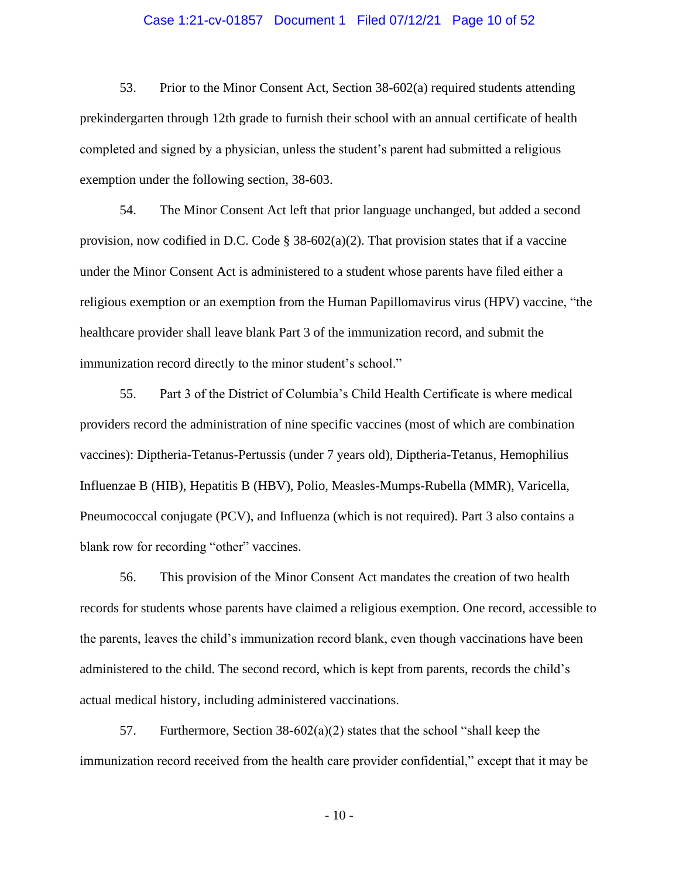53. Prior to the Minor Consent Act, Section 38-602(a) required students attending prekindergarten through 12th grade to furnish their school with an annual certificate of health completed and signed by a physician, unless the student's parent had submitted a religious exemption under the following section, 38-603.

54. The Minor Consent Act left that prior language unchanged, but added a second provision, now codified in D.C. Code § 38-602(a)(2). That provision states that if a vaccine under the Minor Consent Act is administered to a student whose parents have filed either a religious exemption or an exemption from the Human Papillomavirus virus (HPV) vaccine, "the healthcare provider shall leave blank Part 3 of the immunization record, and submit the immunization record directly to the minor student's school."

55. Part 3 of the District of Columbia's Child Health Certificate is where medical providers record the administration of nine specific vaccines (most of which are combination vaccines): Diptheria-Tetanus-Pertussis (under 7 years old), Diptheria-Tetanus, Hemophilius Influenzae B (HIB), Hepatitis B (HBV), Polio, Measles-Mumps-Rubella (MMR), Varicella, Pneumococcal conjugate (PCV), and Influenza (which is not required). Part 3 also contains a blank row for recording "other" vaccines.

56. This provision of the Minor Consent Act mandates the creation of two health records for students whose parents have claimed a religious exemption. One record, accessible to the parents, leaves the child's immunization record blank, even though vaccinations have been administered to the child. The second record, which is kept from parents, records the child's actual medical history, including administered vaccinations.

57. Furthermore, Section 38-602(a)(2) states that the school "shall keep the immunization record received from the health care provider confidential," except that it may be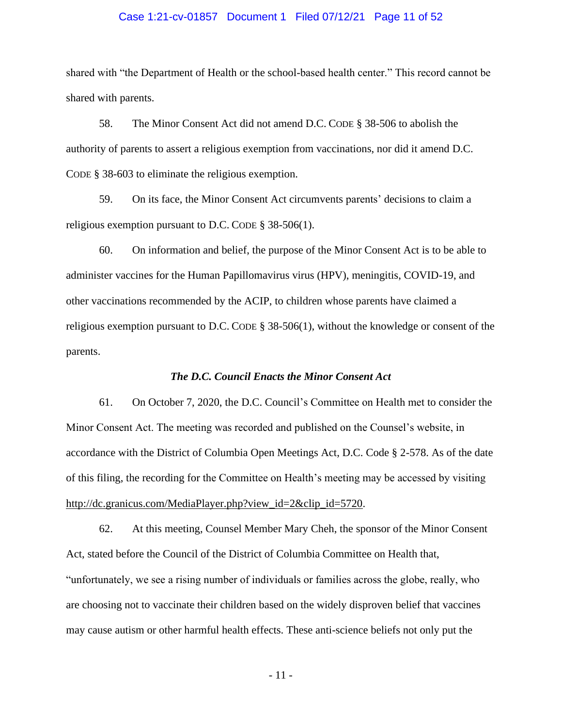shared with "the Department of Health or the school-based health center." This record cannot be shared with parents.

58. The Minor Consent Act did not amend D.C. CODE § 38-506 to abolish the authority of parents to assert a religious exemption from vaccinations, nor did it amend D.C. CODE § 38-603 to eliminate the religious exemption.

59. On its face, the Minor Consent Act circumvents parents' decisions to claim a religious exemption pursuant to D.C. CODE § 38-506(1).

60. On information and belief, the purpose of the Minor Consent Act is to be able to administer vaccines for the Human Papillomavirus virus (HPV), meningitis, COVID-19, and other vaccinations recommended by the ACIP, to children whose parents have claimed a religious exemption pursuant to D.C. CODE § 38-506(1), without the knowledge or consent of the parents.

### *The D.C. Council Enacts the Minor Consent Act*

61. On October 7, 2020, the D.C. Council's Committee on Health met to consider the Minor Consent Act. The meeting was recorded and published on the Counsel's website, in accordance with the District of Columbia Open Meetings Act, D.C. Code § 2-578. As of the date of this filing, the recording for the Committee on Health's meeting may be accessed by visiting http://dc.granicus.com/MediaPlayer.php?view_id=2&clip_id=5720.

62. At this meeting, Counsel Member Mary Cheh, the sponsor of the Minor Consent Act, stated before the Council of the District of Columbia Committee on Health that, "unfortunately, we see a rising number of individuals or families across the globe, really, who are choosing not to vaccinate their children based on the widely disproven belief that vaccines may cause autism or other harmful health effects. These anti-science beliefs not only put the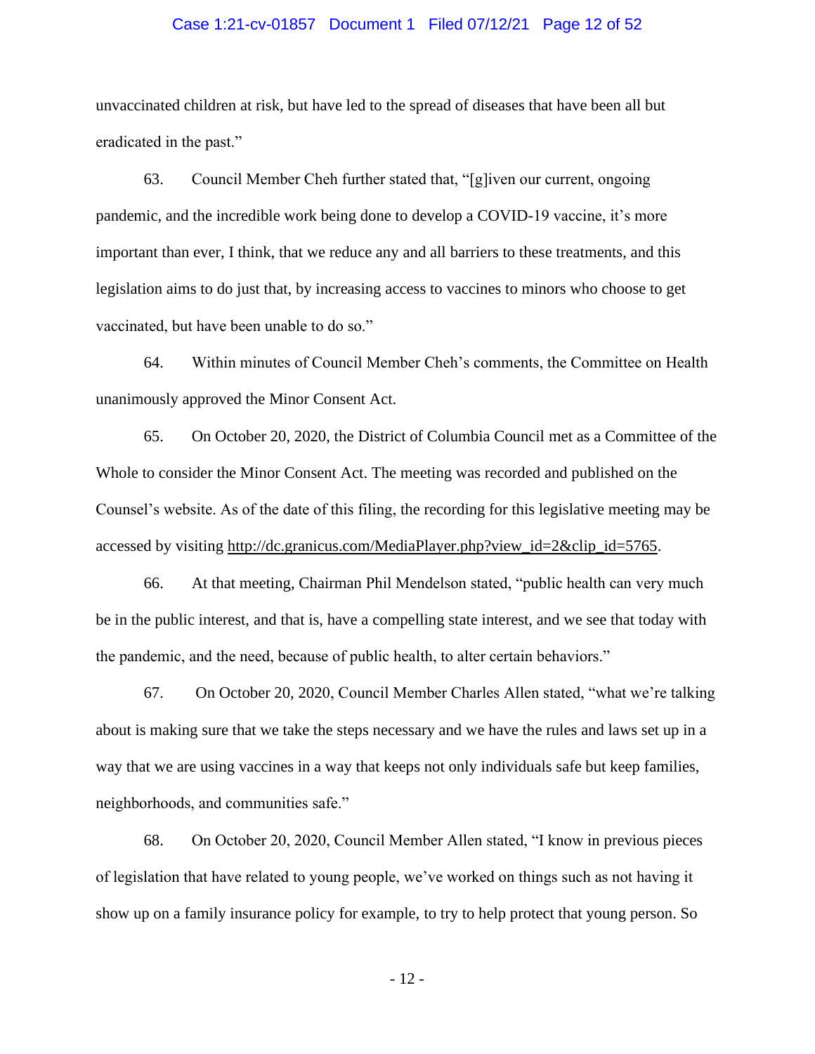unvaccinated children at risk, but have led to the spread of diseases that have been all but eradicated in the past."

63. Council Member Cheh further stated that, "[g]iven our current, ongoing pandemic, and the incredible work being done to develop a COVID-19 vaccine, it's more important than ever, I think, that we reduce any and all barriers to these treatments, and this legislation aims to do just that, by increasing access to vaccines to minors who choose to get vaccinated, but have been unable to do so."

64. Within minutes of Council Member Cheh's comments, the Committee on Health unanimously approved the Minor Consent Act.

65. On October 20, 2020, the District of Columbia Council met as a Committee of the Whole to consider the Minor Consent Act. The meeting was recorded and published on the Counsel's website. As of the date of this filing, the recording for this legislative meeting may be accessed by visiting http://dc.granicus.com/MediaPlayer.php?view_id=2&clip_id=5765.

66. At that meeting, Chairman Phil Mendelson stated, "public health can very much be in the public interest, and that is, have a compelling state interest, and we see that today with the pandemic, and the need, because of public health, to alter certain behaviors."

67. On October 20, 2020, Council Member Charles Allen stated, "what we're talking about is making sure that we take the steps necessary and we have the rules and laws set up in a way that we are using vaccines in a way that keeps not only individuals safe but keep families, neighborhoods, and communities safe."

68. On October 20, 2020, Council Member Allen stated, "I know in previous pieces of legislation that have related to young people, we've worked on things such as not having it show up on a family insurance policy for example, to try to help protect that young person. So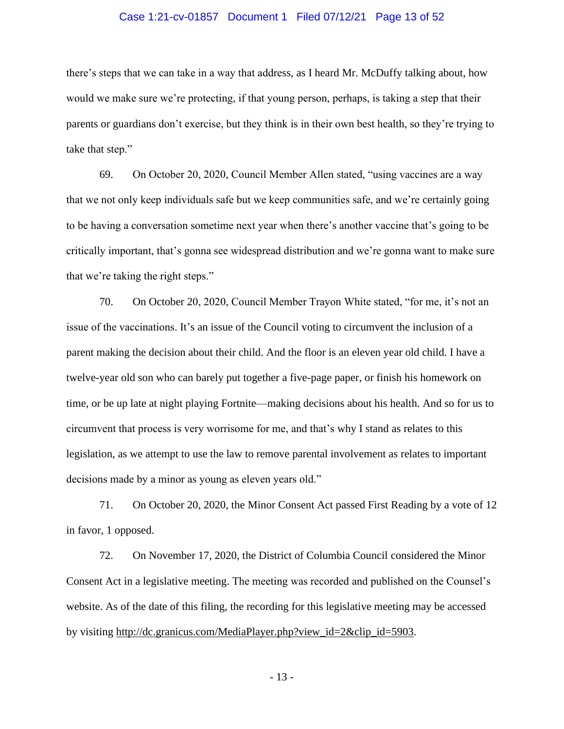there's steps that we can take in a way that address, as I heard Mr. McDuffy talking about, how would we make sure we're protecting, if that young person, perhaps, is taking a step that their parents or guardians don't exercise, but they think is in their own best health, so they're trying to take that step."

69. On October 20, 2020, Council Member Allen stated, "using vaccines are a way that we not only keep individuals safe but we keep communities safe, and we're certainly going to be having a conversation sometime next year when there's another vaccine that's going to be critically important, that's gonna see widespread distribution and we're gonna want to make sure that we're taking the right steps."

70. On October 20, 2020, Council Member Trayon White stated, "for me, it's not an issue of the vaccinations. It's an issue of the Council voting to circumvent the inclusion of a parent making the decision about their child. And the floor is an eleven year old child. I have a twelve-year old son who can barely put together a five-page paper, or finish his homework on time, or be up late at night playing Fortnite—making decisions about his health. And so for us to circumvent that process is very worrisome for me, and that's why I stand as relates to this legislation, as we attempt to use the law to remove parental involvement as relates to important decisions made by a minor as young as eleven years old."

71. On October 20, 2020, the Minor Consent Act passed First Reading by a vote of 12 in favor, 1 opposed.

72. On November 17, 2020, the District of Columbia Council considered the Minor Consent Act in a legislative meeting. The meeting was recorded and published on the Counsel's website. As of the date of this filing, the recording for this legislative meeting may be accessed by visiting http://dc.granicus.com/MediaPlayer.php?view_id=2&clip_id=5903.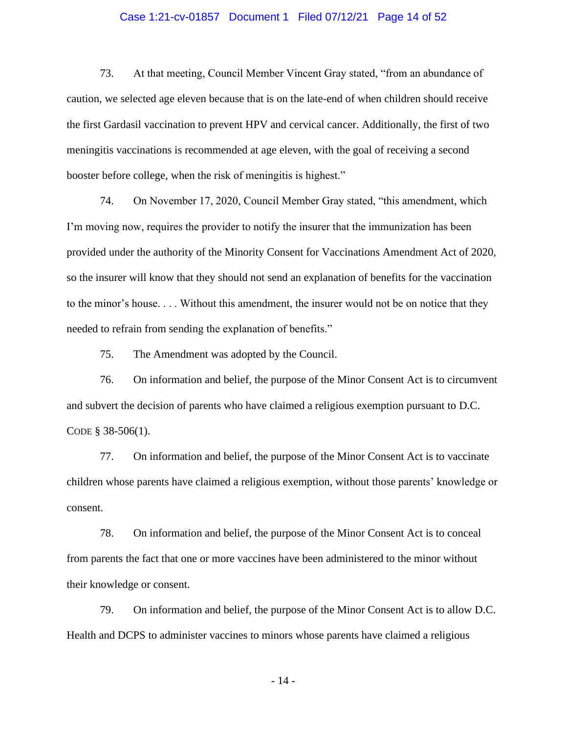73. At that meeting, Council Member Vincent Gray stated, "from an abundance of caution, we selected age eleven because that is on the late-end of when children should receive the first Gardasil vaccination to prevent HPV and cervical cancer. Additionally, the first of two meningitis vaccinations is recommended at age eleven, with the goal of receiving a second booster before college, when the risk of meningitis is highest."

74. On November 17, 2020, Council Member Gray stated, "this amendment, which I'm moving now, requires the provider to notify the insurer that the immunization has been provided under the authority of the Minority Consent for Vaccinations Amendment Act of 2020, so the insurer will know that they should not send an explanation of benefits for the vaccination to the minor's house. . . . Without this amendment, the insurer would not be on notice that they needed to refrain from sending the explanation of benefits."

75. The Amendment was adopted by the Council.

76. On information and belief, the purpose of the Minor Consent Act is to circumvent and subvert the decision of parents who have claimed a religious exemption pursuant to D.C. CODE § 38-506(1).

77. On information and belief, the purpose of the Minor Consent Act is to vaccinate children whose parents have claimed a religious exemption, without those parents' knowledge or consent.

78. On information and belief, the purpose of the Minor Consent Act is to conceal from parents the fact that one or more vaccines have been administered to the minor without their knowledge or consent.

79. On information and belief, the purpose of the Minor Consent Act is to allow D.C. Health and DCPS to administer vaccines to minors whose parents have claimed a religious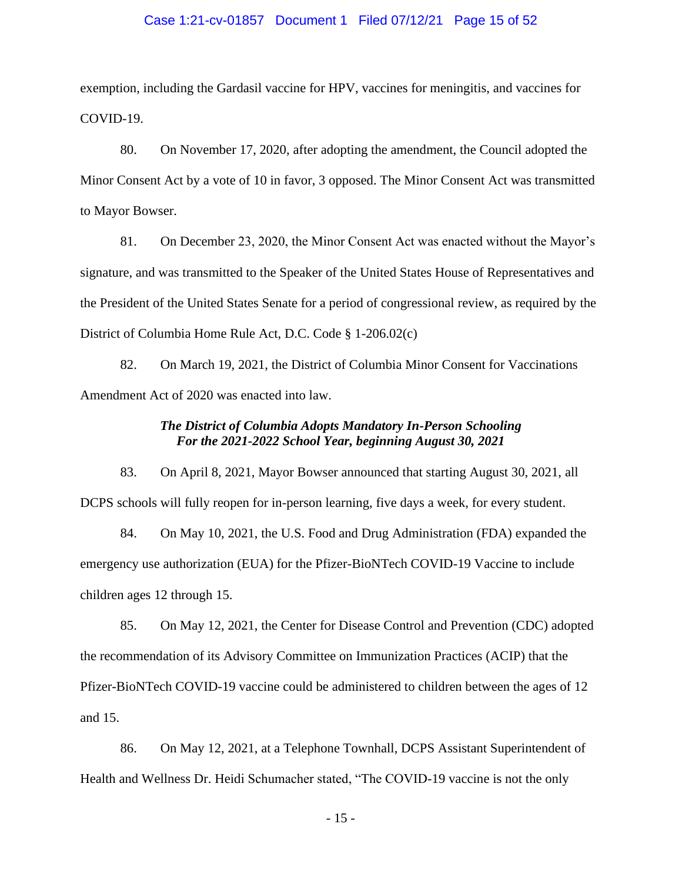exemption, including the Gardasil vaccine for HPV, vaccines for meningitis, and vaccines for COVID-19.

80. On November 17, 2020, after adopting the amendment, the Council adopted the Minor Consent Act by a vote of 10 in favor, 3 opposed. The Minor Consent Act was transmitted to Mayor Bowser.

81. On December 23, 2020, the Minor Consent Act was enacted without the Mayor's signature, and was transmitted to the Speaker of the United States House of Representatives and the President of the United States Senate for a period of congressional review, as required by the District of Columbia Home Rule Act, D.C. Code § 1-206.02(c)

82. On March 19, 2021, the District of Columbia Minor Consent for Vaccinations Amendment Act of 2020 was enacted into law.

***The District of Columbia Adopts Mandatory In-Person Schooling For the 2021-2022 School Year, beginning August 30, 2021***

83. On April 8, 2021, Mayor Bowser announced that starting August 30, 2021, all DCPS schools will fully reopen for in-person learning, five days a week, for every student.

84. On May 10, 2021, the U.S. Food and Drug Administration (FDA) expanded the emergency use authorization (EUA) for the Pfizer-BioNTech COVID-19 Vaccine to include children ages 12 through 15.

85. On May 12, 2021, the Center for Disease Control and Prevention (CDC) adopted the recommendation of its Advisory Committee on Immunization Practices (ACIP) that the Pfizer-BioNTech COVID-19 vaccine could be administered to children between the ages of 12 and 15.

86. On May 12, 2021, at a Telephone Townhall, DCPS Assistant Superintendent of Health and Wellness Dr. Heidi Schumacher stated, "The COVID-19 vaccine is not the only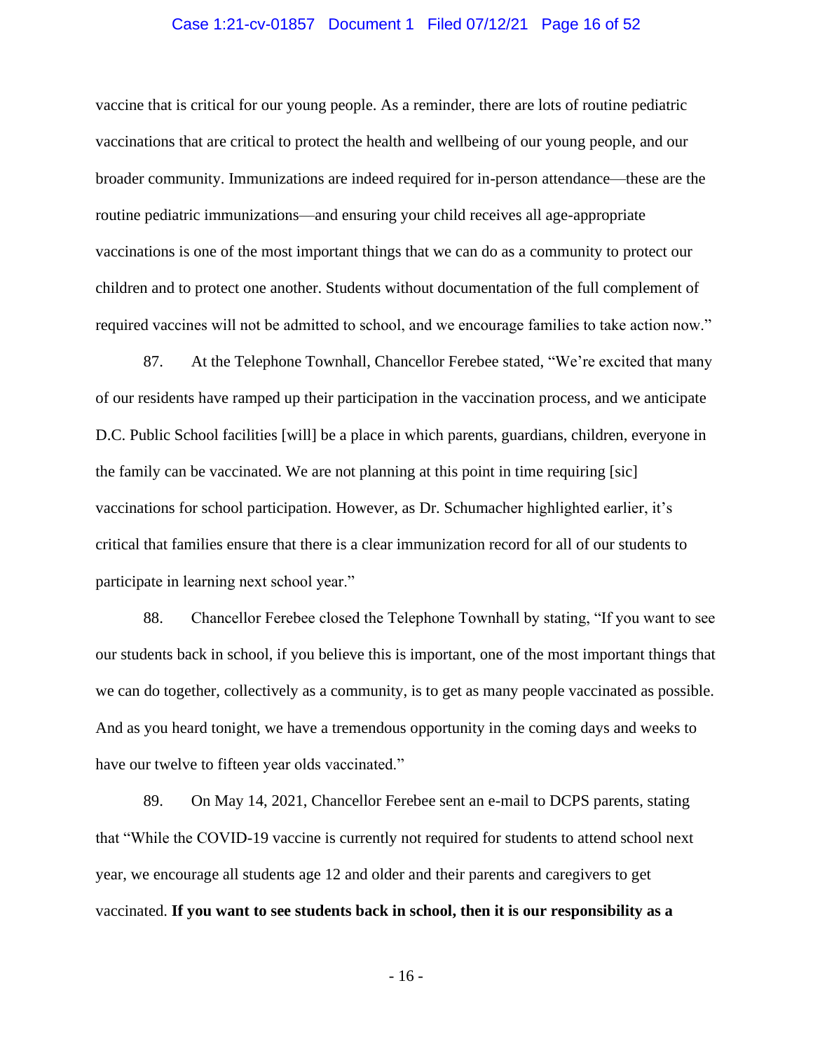vaccine that is critical for our young people. As a reminder, there are lots of routine pediatric vaccinations that are critical to protect the health and wellbeing of our young people, and our broader community. Immunizations are indeed required for in-person attendance—these are the routine pediatric immunizations—and ensuring your child receives all age-appropriate vaccinations is one of the most important things that we can do as a community to protect our children and to protect one another. Students without documentation of the full complement of required vaccines will not be admitted to school, and we encourage families to take action now."

87. At the Telephone Townhall, Chancellor Ferebee stated, "We're excited that many of our residents have ramped up their participation in the vaccination process, and we anticipate D.C. Public School facilities [will] be a place in which parents, guardians, children, everyone in the family can be vaccinated. We are not planning at this point in time requiring [sic] vaccinations for school participation. However, as Dr. Schumacher highlighted earlier, it's critical that families ensure that there is a clear immunization record for all of our students to participate in learning next school year."

88. Chancellor Ferebee closed the Telephone Townhall by stating, "If you want to see our students back in school, if you believe this is important, one of the most important things that we can do together, collectively as a community, is to get as many people vaccinated as possible. And as you heard tonight, we have a tremendous opportunity in the coming days and weeks to have our twelve to fifteen year olds vaccinated."

89. On May 14, 2021, Chancellor Ferebee sent an e-mail to DCPS parents, stating that "While the COVID-19 vaccine is currently not required for students to attend school next year, we encourage all students age 12 and older and their parents and caregivers to get vaccinated. **If you want to see students back in school, then it is our responsibility as a**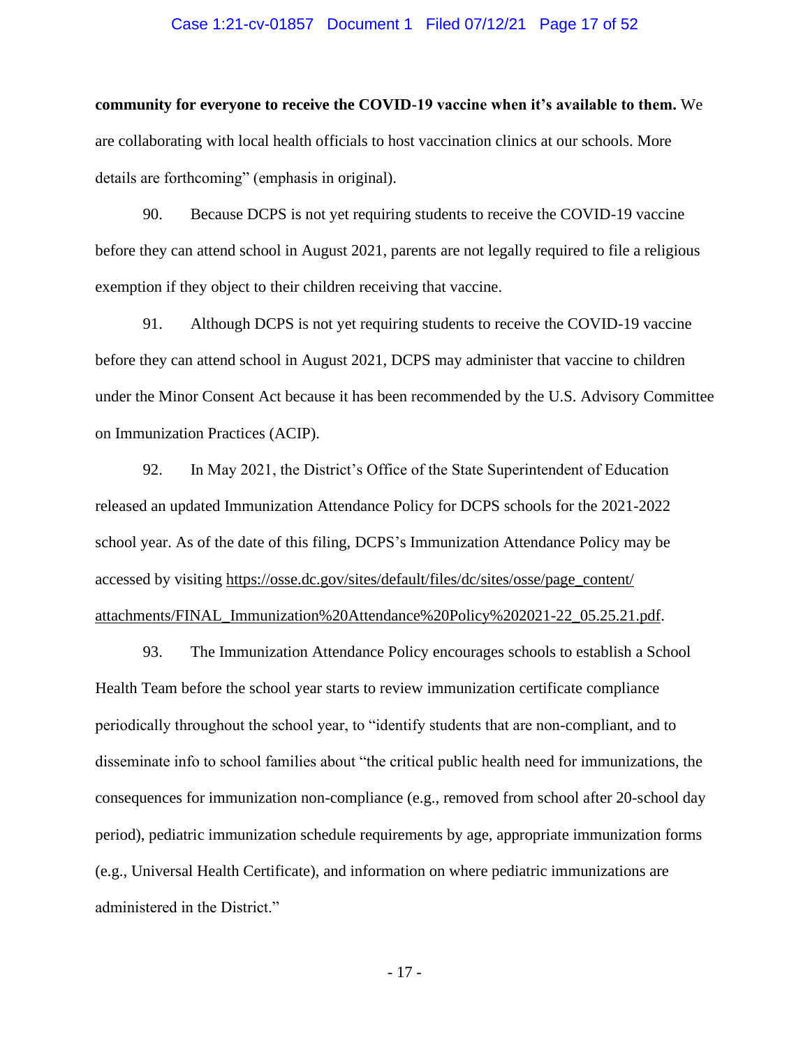**community for everyone to receive the COVID-19 vaccine when it's available to them.** We are collaborating with local health officials to host vaccination clinics at our schools. More details are forthcoming" (emphasis in original).

90. Because DCPS is not yet requiring students to receive the COVID-19 vaccine before they can attend school in August 2021, parents are not legally required to file a religious exemption if they object to their children receiving that vaccine.

91. Although DCPS is not yet requiring students to receive the COVID-19 vaccine before they can attend school in August 2021, DCPS may administer that vaccine to children under the Minor Consent Act because it has been recommended by the U.S. Advisory Committee on Immunization Practices (ACIP).

92. In May 2021, the District's Office of the State Superintendent of Education released an updated Immunization Attendance Policy for DCPS schools for the 2021-2022 school year. As of the date of this filing, DCPS's Immunization Attendance Policy may be accessed by visiting https://osse.dc.gov/sites/default/files/dc/sites/osse/page_content/attachments/FINAL_Immunization%20Attendance%20Policy%202021-22_05.25.21.pdf.

93. The Immunization Attendance Policy encourages schools to establish a School Health Team before the school year starts to review immunization certificate compliance periodically throughout the school year, to "identify students that are non-compliant, and to disseminate info to school families about "the critical public health need for immunizations, the consequences for immunization non-compliance (e.g., removed from school after 20-school day period), pediatric immunization schedule requirements by age, appropriate immunization forms (e.g., Universal Health Certificate), and information on where pediatric immunizations are administered in the District."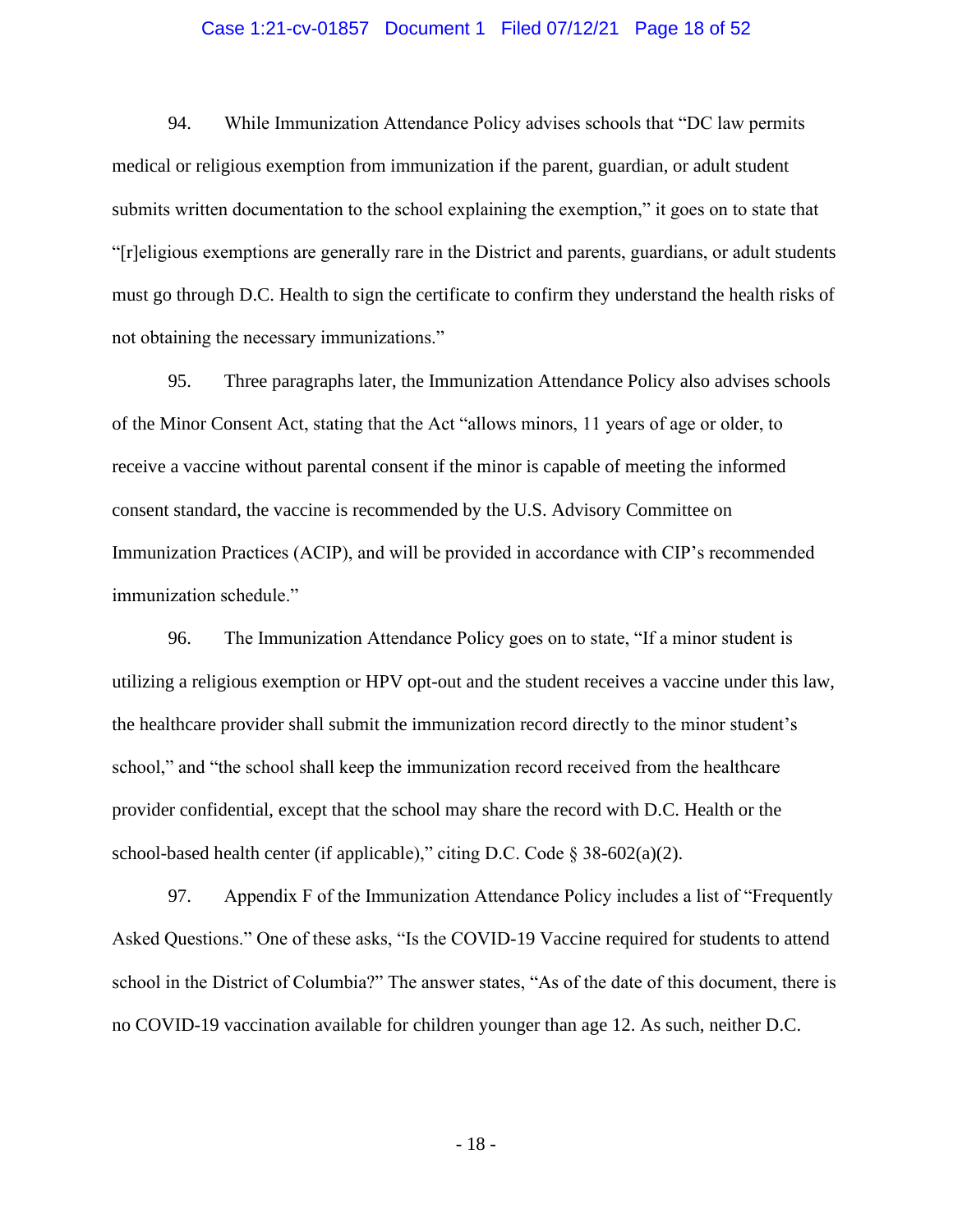94. While Immunization Attendance Policy advises schools that "DC law permits medical or religious exemption from immunization if the parent, guardian, or adult student submits written documentation to the school explaining the exemption," it goes on to state that "[r]eligious exemptions are generally rare in the District and parents, guardians, or adult students must go through D.C. Health to sign the certificate to confirm they understand the health risks of not obtaining the necessary immunizations."

95. Three paragraphs later, the Immunization Attendance Policy also advises schools of the Minor Consent Act, stating that the Act "allows minors, 11 years of age or older, to receive a vaccine without parental consent if the minor is capable of meeting the informed consent standard, the vaccine is recommended by the U.S. Advisory Committee on Immunization Practices (ACIP), and will be provided in accordance with CIP's recommended immunization schedule."

96. The Immunization Attendance Policy goes on to state, "If a minor student is utilizing a religious exemption or HPV opt-out and the student receives a vaccine under this law, the healthcare provider shall submit the immunization record directly to the minor student's school," and "the school shall keep the immunization record received from the healthcare provider confidential, except that the school may share the record with D.C. Health or the school-based health center (if applicable)," citing D.C. Code § 38-602(a)(2).

97. Appendix F of the Immunization Attendance Policy includes a list of "Frequently Asked Questions." One of these asks, "Is the COVID-19 Vaccine required for students to attend school in the District of Columbia?" The answer states, "As of the date of this document, there is no COVID-19 vaccination available for children younger than age 12. As such, neither D.C.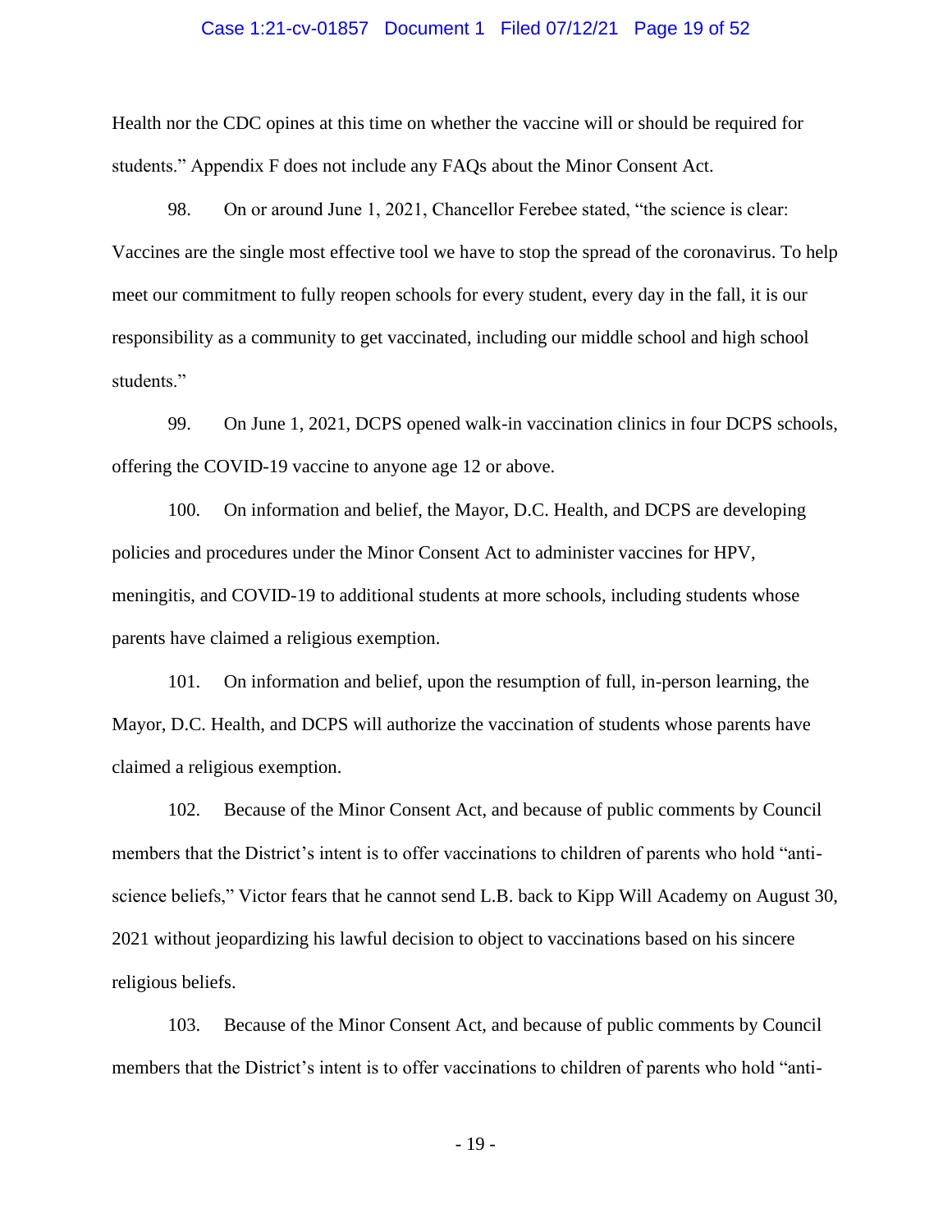Health nor the CDC opines at this time on whether the vaccine will or should be required for students." Appendix F does not include any FAQs about the Minor Consent Act.

98. On or around June 1, 2021, Chancellor Ferebee stated, "the science is clear: Vaccines are the single most effective tool we have to stop the spread of the coronavirus. To help meet our commitment to fully reopen schools for every student, every day in the fall, it is our responsibility as a community to get vaccinated, including our middle school and high school students."

99. On June 1, 2021, DCPS opened walk-in vaccination clinics in four DCPS schools, offering the COVID-19 vaccine to anyone age 12 or above.

100. On information and belief, the Mayor, D.C. Health, and DCPS are developing policies and procedures under the Minor Consent Act to administer vaccines for HPV, meningitis, and COVID-19 to additional students at more schools, including students whose parents have claimed a religious exemption.

101. On information and belief, upon the resumption of full, in-person learning, the Mayor, D.C. Health, and DCPS will authorize the vaccination of students whose parents have claimed a religious exemption.

102. Because of the Minor Consent Act, and because of public comments by Council members that the District's intent is to offer vaccinations to children of parents who hold "anti-science beliefs," Victor fears that he cannot send L.B. back to Kipp Will Academy on August 30, 2021 without jeopardizing his lawful decision to object to vaccinations based on his sincere religious beliefs.

103. Because of the Minor Consent Act, and because of public comments by Council members that the District's intent is to offer vaccinations to children of parents who hold "anti-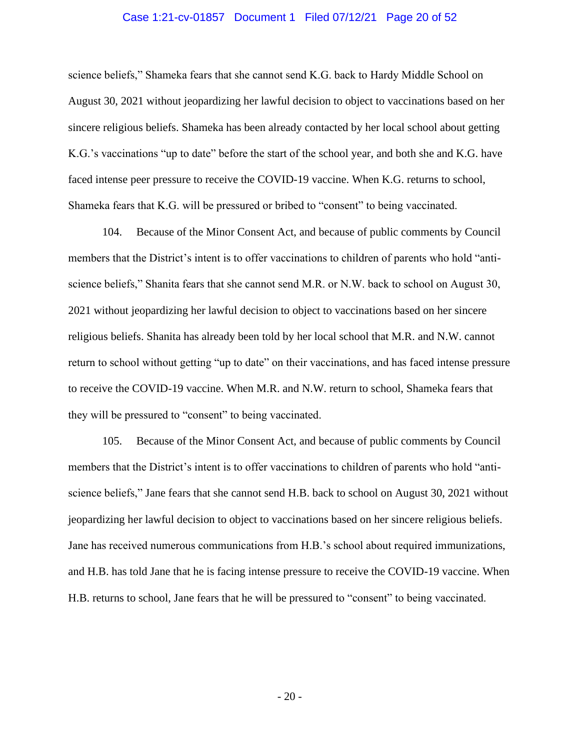science beliefs," Shameka fears that she cannot send K.G. back to Hardy Middle School on August 30, 2021 without jeopardizing her lawful decision to object to vaccinations based on her sincere religious beliefs. Shameka has been already contacted by her local school about getting K.G.'s vaccinations "up to date" before the start of the school year, and both she and K.G. have faced intense peer pressure to receive the COVID-19 vaccine. When K.G. returns to school, Shameka fears that K.G. will be pressured or bribed to "consent" to being vaccinated.

104. Because of the Minor Consent Act, and because of public comments by Council members that the District's intent is to offer vaccinations to children of parents who hold "anti-science beliefs," Shanita fears that she cannot send M.R. or N.W. back to school on August 30, 2021 without jeopardizing her lawful decision to object to vaccinations based on her sincere religious beliefs. Shanita has already been told by her local school that M.R. and N.W. cannot return to school without getting "up to date" on their vaccinations, and has faced intense pressure to receive the COVID-19 vaccine. When M.R. and N.W. return to school, Shameka fears that they will be pressured to "consent" to being vaccinated.

105. Because of the Minor Consent Act, and because of public comments by Council members that the District's intent is to offer vaccinations to children of parents who hold "anti-science beliefs," Jane fears that she cannot send H.B. back to school on August 30, 2021 without jeopardizing her lawful decision to object to vaccinations based on her sincere religious beliefs. Jane has received numerous communications from H.B.'s school about required immunizations, and H.B. has told Jane that he is facing intense pressure to receive the COVID-19 vaccine. When H.B. returns to school, Jane fears that he will be pressured to "consent" to being vaccinated.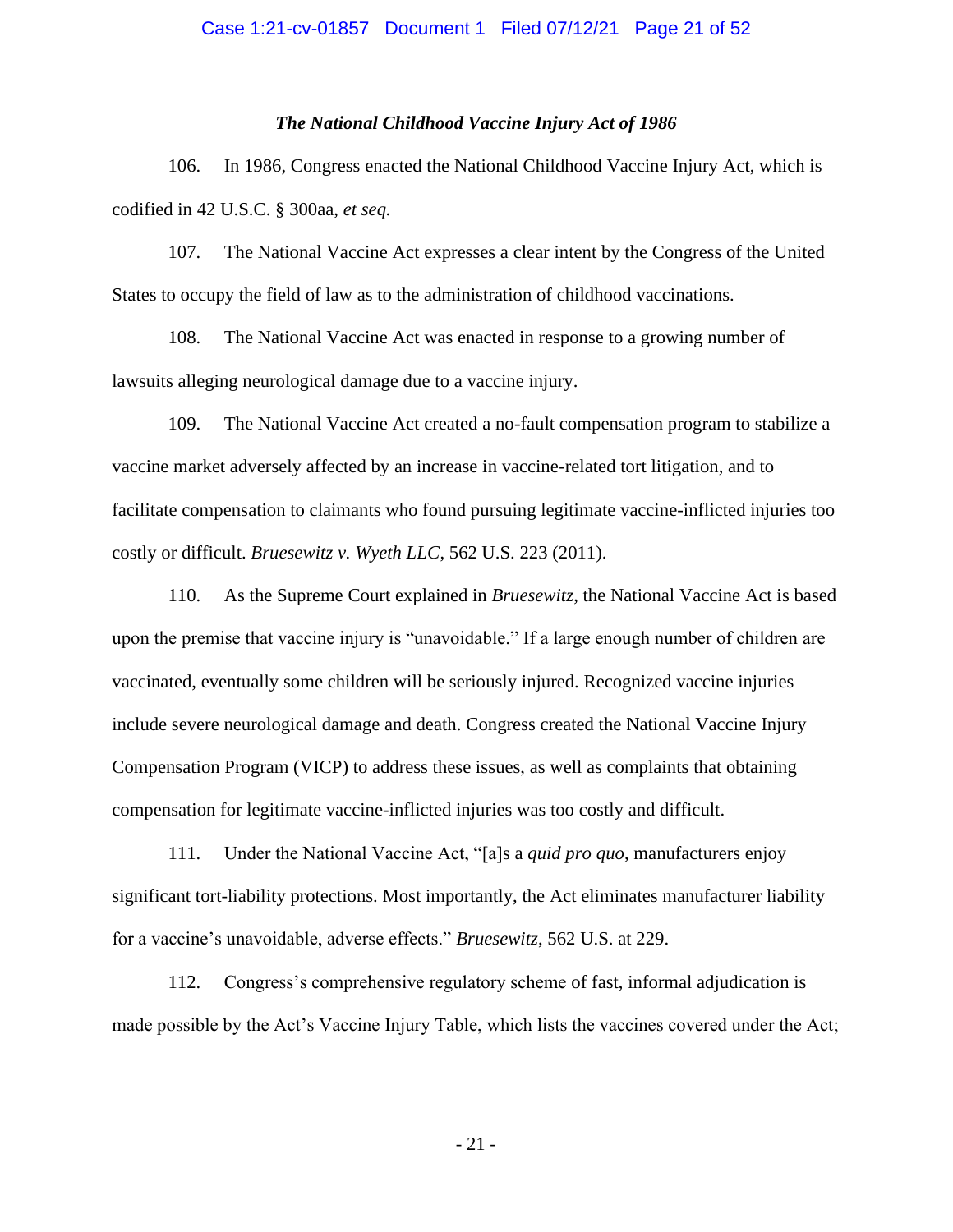### *The National Childhood Vaccine Injury Act of 1986*

106. In 1986, Congress enacted the National Childhood Vaccine Injury Act, which is codified in 42 U.S.C. § 300aa, *et seq.*

107. The National Vaccine Act expresses a clear intent by the Congress of the United States to occupy the field of law as to the administration of childhood vaccinations.

108. The National Vaccine Act was enacted in response to a growing number of lawsuits alleging neurological damage due to a vaccine injury.

109. The National Vaccine Act created a no-fault compensation program to stabilize a vaccine market adversely affected by an increase in vaccine-related tort litigation, and to facilitate compensation to claimants who found pursuing legitimate vaccine-inflicted injuries too costly or difficult. *Bruesewitz v. Wyeth LLC*, 562 U.S. 223 (2011).

110. As the Supreme Court explained in *Bruesewitz*, the National Vaccine Act is based upon the premise that vaccine injury is "unavoidable." If a large enough number of children are vaccinated, eventually some children will be seriously injured. Recognized vaccine injuries include severe neurological damage and death. Congress created the National Vaccine Injury Compensation Program (VICP) to address these issues, as well as complaints that obtaining compensation for legitimate vaccine-inflicted injuries was too costly and difficult.

111. Under the National Vaccine Act, "[a]s a *quid pro quo*, manufacturers enjoy significant tort-liability protections. Most importantly, the Act eliminates manufacturer liability for a vaccine's unavoidable, adverse effects." *Bruesewitz*, 562 U.S. at 229.

112. Congress's comprehensive regulatory scheme of fast, informal adjudication is made possible by the Act's Vaccine Injury Table, which lists the vaccines covered under the Act;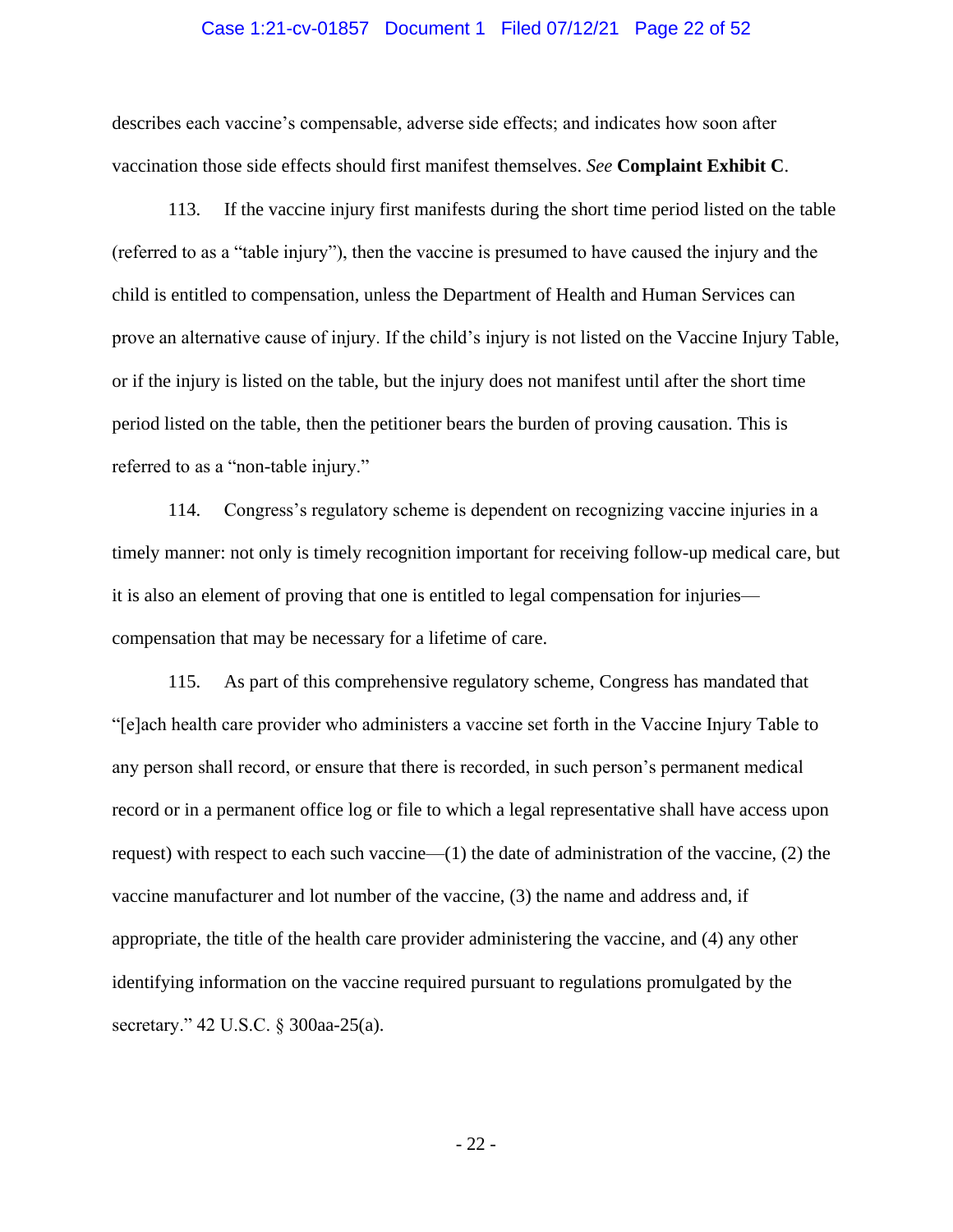describes each vaccine's compensable, adverse side effects; and indicates how soon after vaccination those side effects should first manifest themselves. *See* **Complaint Exhibit C**.

113. If the vaccine injury first manifests during the short time period listed on the table (referred to as a "table injury"), then the vaccine is presumed to have caused the injury and the child is entitled to compensation, unless the Department of Health and Human Services can prove an alternative cause of injury. If the child's injury is not listed on the Vaccine Injury Table, or if the injury is listed on the table, but the injury does not manifest until after the short time period listed on the table, then the petitioner bears the burden of proving causation. This is referred to as a "non-table injury."

114. Congress's regulatory scheme is dependent on recognizing vaccine injuries in a timely manner: not only is timely recognition important for receiving follow-up medical care, but it is also an element of proving that one is entitled to legal compensation for injuries—compensation that may be necessary for a lifetime of care.

115. As part of this comprehensive regulatory scheme, Congress has mandated that "[e]ach health care provider who administers a vaccine set forth in the Vaccine Injury Table to any person shall record, or ensure that there is recorded, in such person's permanent medical record or in a permanent office log or file to which a legal representative shall have access upon request) with respect to each such vaccine—(1) the date of administration of the vaccine, (2) the vaccine manufacturer and lot number of the vaccine, (3) the name and address and, if appropriate, the title of the health care provider administering the vaccine, and (4) any other identifying information on the vaccine required pursuant to regulations promulgated by the secretary." 42 U.S.C. § 300aa-25(a).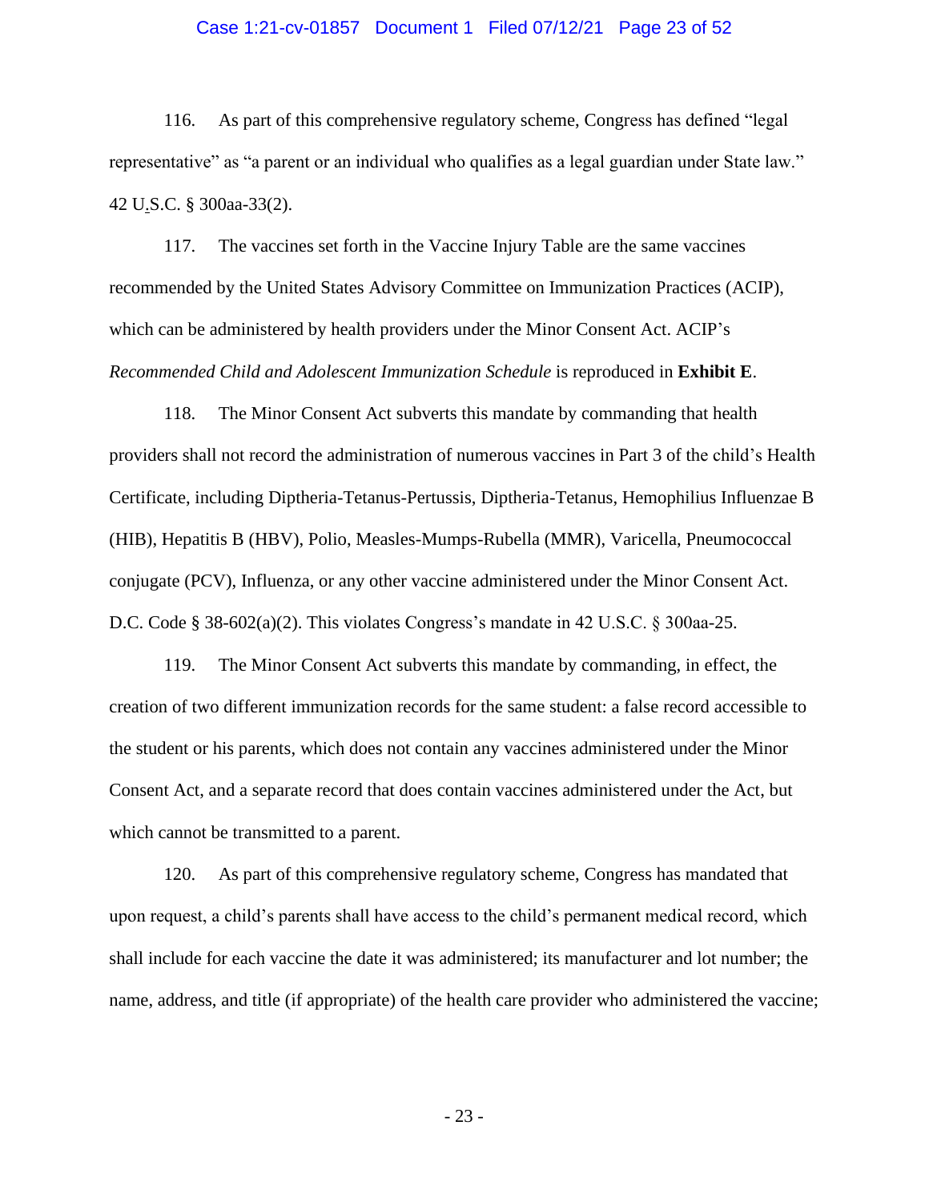116. As part of this comprehensive regulatory scheme, Congress has defined "legal representative" as "a parent or an individual who qualifies as a legal guardian under State law." 42 U.S.C. § 300aa-33(2).

117. The vaccines set forth in the Vaccine Injury Table are the same vaccines recommended by the United States Advisory Committee on Immunization Practices (ACIP), which can be administered by health providers under the Minor Consent Act. ACIP's *Recommended Child and Adolescent Immunization Schedule* is reproduced in **Exhibit E**.

118. The Minor Consent Act subverts this mandate by commanding that health providers shall not record the administration of numerous vaccines in Part 3 of the child's Health Certificate, including Diptheria-Tetanus-Pertussis, Diptheria-Tetanus, Hemophilius Influenzae B (HIB), Hepatitis B (HBV), Polio, Measles-Mumps-Rubella (MMR), Varicella, Pneumococcal conjugate (PCV), Influenza, or any other vaccine administered under the Minor Consent Act. D.C. Code § 38-602(a)(2). This violates Congress's mandate in 42 U.S.C. § 300aa-25.

119. The Minor Consent Act subverts this mandate by commanding, in effect, the creation of two different immunization records for the same student: a false record accessible to the student or his parents, which does not contain any vaccines administered under the Minor Consent Act, and a separate record that does contain vaccines administered under the Act, but which cannot be transmitted to a parent.

120. As part of this comprehensive regulatory scheme, Congress has mandated that upon request, a child's parents shall have access to the child's permanent medical record, which shall include for each vaccine the date it was administered; its manufacturer and lot number; the name, address, and title (if appropriate) of the health care provider who administered the vaccine;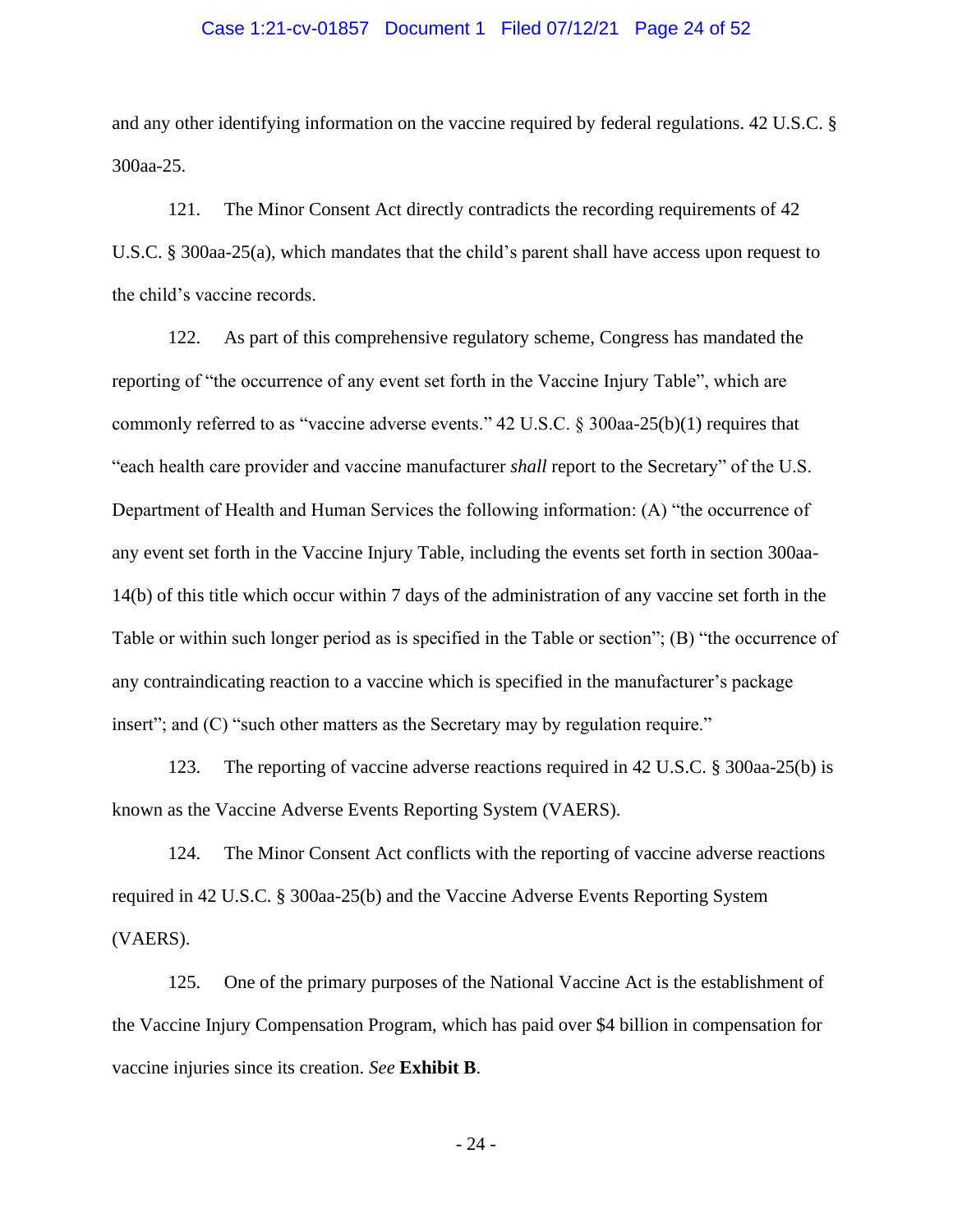and any other identifying information on the vaccine required by federal regulations. 42 U.S.C. § 300aa-25.

121. The Minor Consent Act directly contradicts the recording requirements of 42 U.S.C. § 300aa-25(a), which mandates that the child's parent shall have access upon request to the child's vaccine records.

122. As part of this comprehensive regulatory scheme, Congress has mandated the reporting of "the occurrence of any event set forth in the Vaccine Injury Table", which are commonly referred to as "vaccine adverse events." 42 U.S.C. § 300aa-25(b)(1) requires that "each health care provider and vaccine manufacturer *shall* report to the Secretary" of the U.S. Department of Health and Human Services the following information: (A) "the occurrence of any event set forth in the Vaccine Injury Table, including the events set forth in section 300aa-14(b) of this title which occur within 7 days of the administration of any vaccine set forth in the Table or within such longer period as is specified in the Table or section"; (B) "the occurrence of any contraindicating reaction to a vaccine which is specified in the manufacturer's package insert"; and (C) "such other matters as the Secretary may by regulation require."

123. The reporting of vaccine adverse reactions required in 42 U.S.C. § 300aa-25(b) is known as the Vaccine Adverse Events Reporting System (VAERS).

124. The Minor Consent Act conflicts with the reporting of vaccine adverse reactions required in 42 U.S.C. § 300aa-25(b) and the Vaccine Adverse Events Reporting System (VAERS).

125. One of the primary purposes of the National Vaccine Act is the establishment of the Vaccine Injury Compensation Program, which has paid over $4 billion in compensation for vaccine injuries since its creation. *See* **Exhibit B**.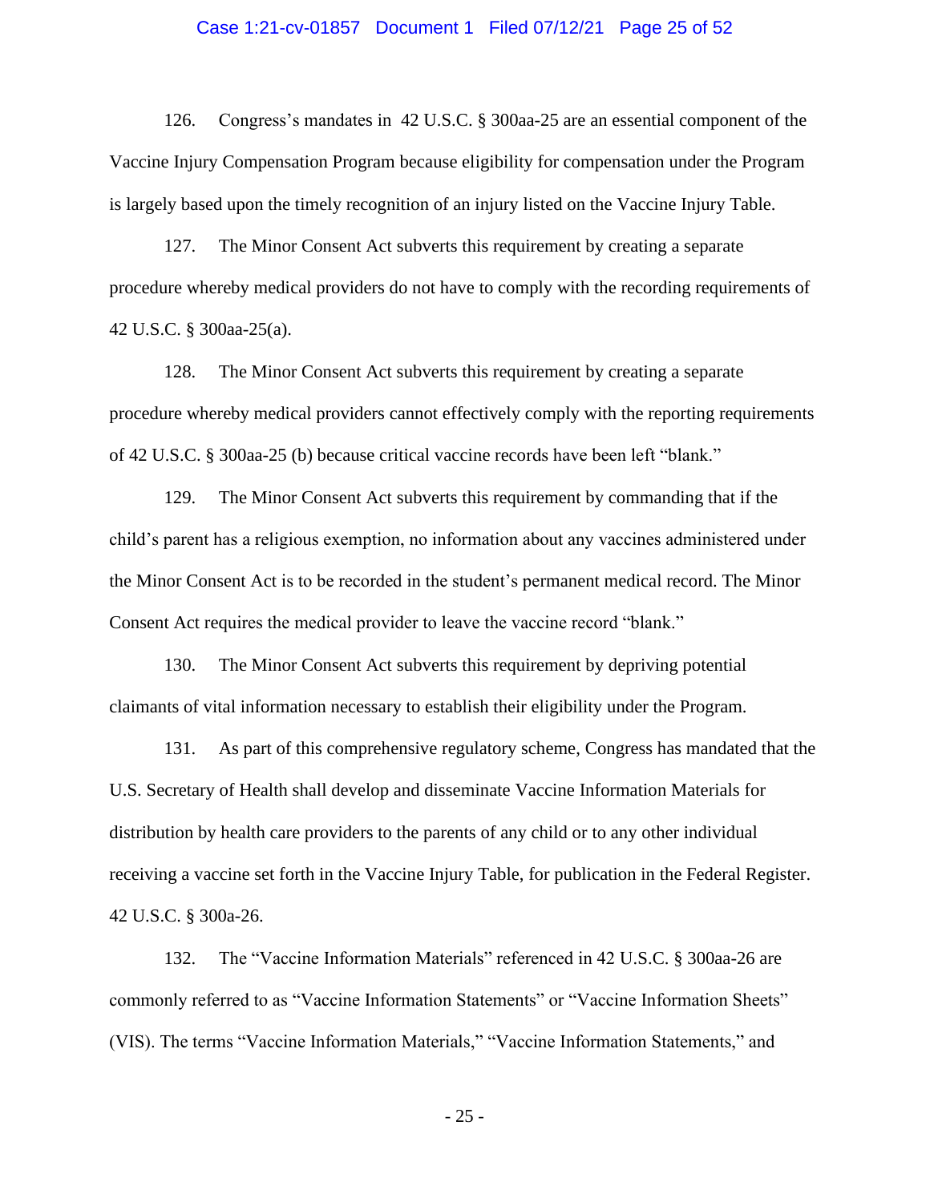126. Congress's mandates in 42 U.S.C. § 300aa-25 are an essential component of the Vaccine Injury Compensation Program because eligibility for compensation under the Program is largely based upon the timely recognition of an injury listed on the Vaccine Injury Table.

127. The Minor Consent Act subverts this requirement by creating a separate procedure whereby medical providers do not have to comply with the recording requirements of 42 U.S.C. § 300aa-25(a).

128. The Minor Consent Act subverts this requirement by creating a separate procedure whereby medical providers cannot effectively comply with the reporting requirements of 42 U.S.C. § 300aa-25 (b) because critical vaccine records have been left "blank."

129. The Minor Consent Act subverts this requirement by commanding that if the child's parent has a religious exemption, no information about any vaccines administered under the Minor Consent Act is to be recorded in the student's permanent medical record. The Minor Consent Act requires the medical provider to leave the vaccine record "blank."

130. The Minor Consent Act subverts this requirement by depriving potential claimants of vital information necessary to establish their eligibility under the Program.

131. As part of this comprehensive regulatory scheme, Congress has mandated that the U.S. Secretary of Health shall develop and disseminate Vaccine Information Materials for distribution by health care providers to the parents of any child or to any other individual receiving a vaccine set forth in the Vaccine Injury Table, for publication in the Federal Register. 42 U.S.C. § 300a-26.

132. The "Vaccine Information Materials" referenced in 42 U.S.C. § 300aa-26 are commonly referred to as "Vaccine Information Statements" or "Vaccine Information Sheets" (VIS). The terms "Vaccine Information Materials," "Vaccine Information Statements," and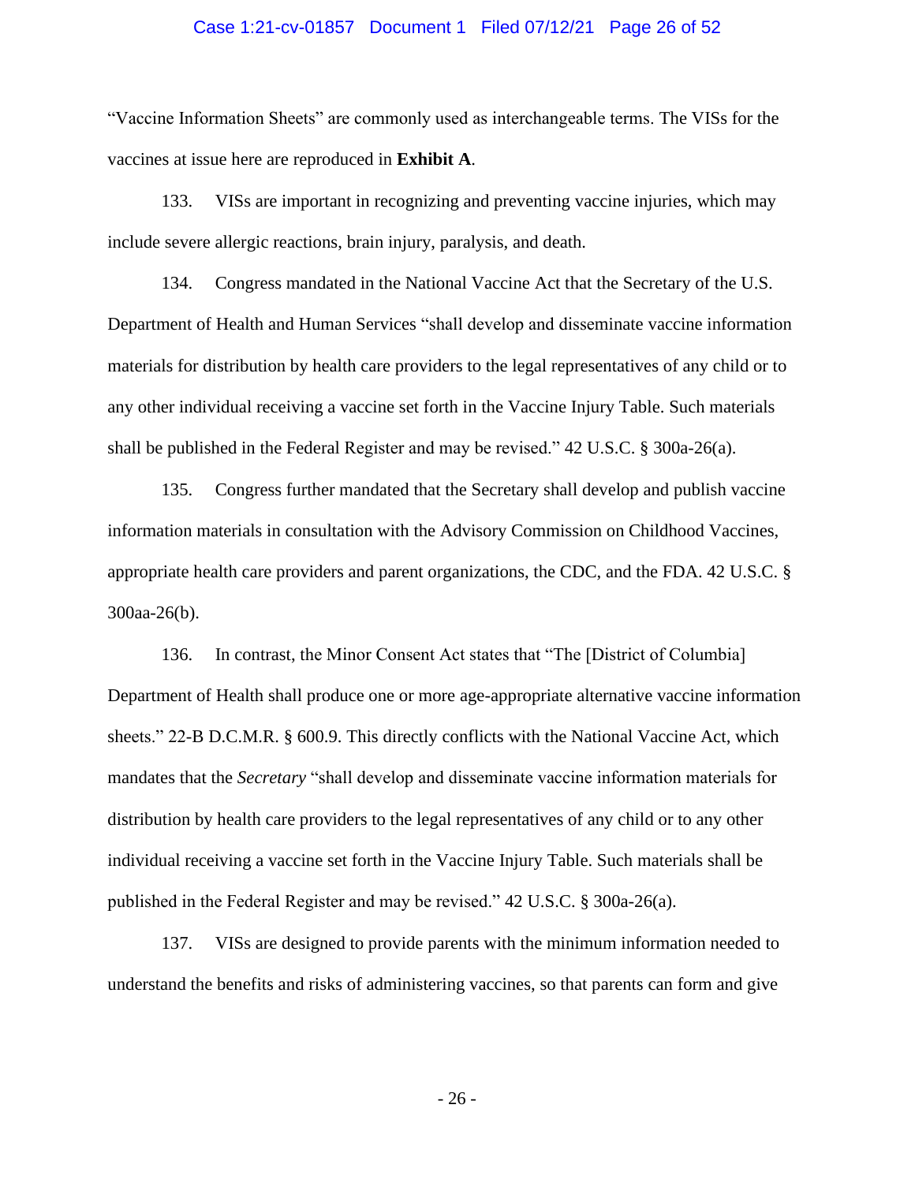"Vaccine Information Sheets" are commonly used as interchangeable terms. The VISs for the vaccines at issue here are reproduced in **Exhibit A**.

133. VISs are important in recognizing and preventing vaccine injuries, which may include severe allergic reactions, brain injury, paralysis, and death.

134. Congress mandated in the National Vaccine Act that the Secretary of the U.S. Department of Health and Human Services "shall develop and disseminate vaccine information materials for distribution by health care providers to the legal representatives of any child or to any other individual receiving a vaccine set forth in the Vaccine Injury Table. Such materials shall be published in the Federal Register and may be revised." 42 U.S.C. § 300a-26(a).

135. Congress further mandated that the Secretary shall develop and publish vaccine information materials in consultation with the Advisory Commission on Childhood Vaccines, appropriate health care providers and parent organizations, the CDC, and the FDA. 42 U.S.C. § 300aa-26(b).

136. In contrast, the Minor Consent Act states that "The [District of Columbia] Department of Health shall produce one or more age-appropriate alternative vaccine information sheets." 22-B D.C.M.R. § 600.9. This directly conflicts with the National Vaccine Act, which mandates that the *Secretary* "shall develop and disseminate vaccine information materials for distribution by health care providers to the legal representatives of any child or to any other individual receiving a vaccine set forth in the Vaccine Injury Table. Such materials shall be published in the Federal Register and may be revised." 42 U.S.C. § 300a-26(a).

137. VISs are designed to provide parents with the minimum information needed to understand the benefits and risks of administering vaccines, so that parents can form and give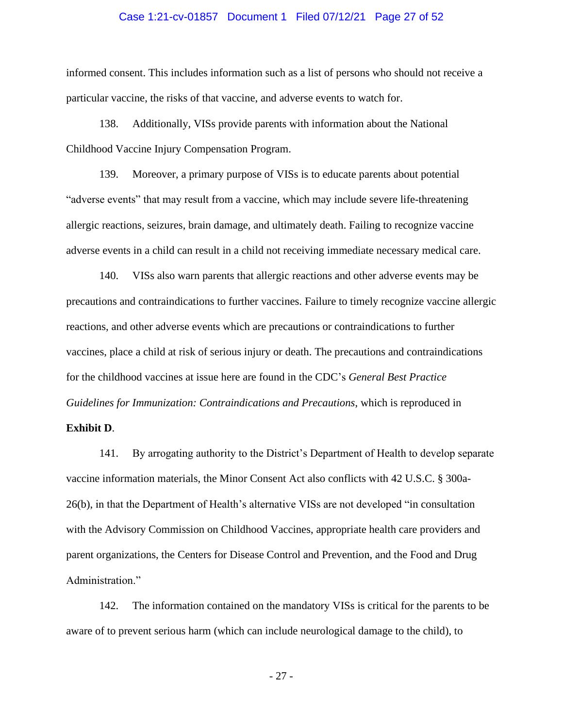informed consent. This includes information such as a list of persons who should not receive a particular vaccine, the risks of that vaccine, and adverse events to watch for.

138. Additionally, VISs provide parents with information about the National Childhood Vaccine Injury Compensation Program.

139. Moreover, a primary purpose of VISs is to educate parents about potential "adverse events" that may result from a vaccine, which may include severe life-threatening allergic reactions, seizures, brain damage, and ultimately death. Failing to recognize vaccine adverse events in a child can result in a child not receiving immediate necessary medical care.

140. VISs also warn parents that allergic reactions and other adverse events may be precautions and contraindications to further vaccines. Failure to timely recognize vaccine allergic reactions, and other adverse events which are precautions or contraindications to further vaccines, place a child at risk of serious injury or death. The precautions and contraindications for the childhood vaccines at issue here are found in the CDC's *General Best Practice Guidelines for Immunization: Contraindications and Precautions*, which is reproduced in **Exhibit D**.

141. By arrogating authority to the District's Department of Health to develop separate vaccine information materials, the Minor Consent Act also conflicts with 42 U.S.C. § 300a-26(b), in that the Department of Health's alternative VISs are not developed "in consultation with the Advisory Commission on Childhood Vaccines, appropriate health care providers and parent organizations, the Centers for Disease Control and Prevention, and the Food and Drug Administration."

142. The information contained on the mandatory VISs is critical for the parents to be aware of to prevent serious harm (which can include neurological damage to the child), to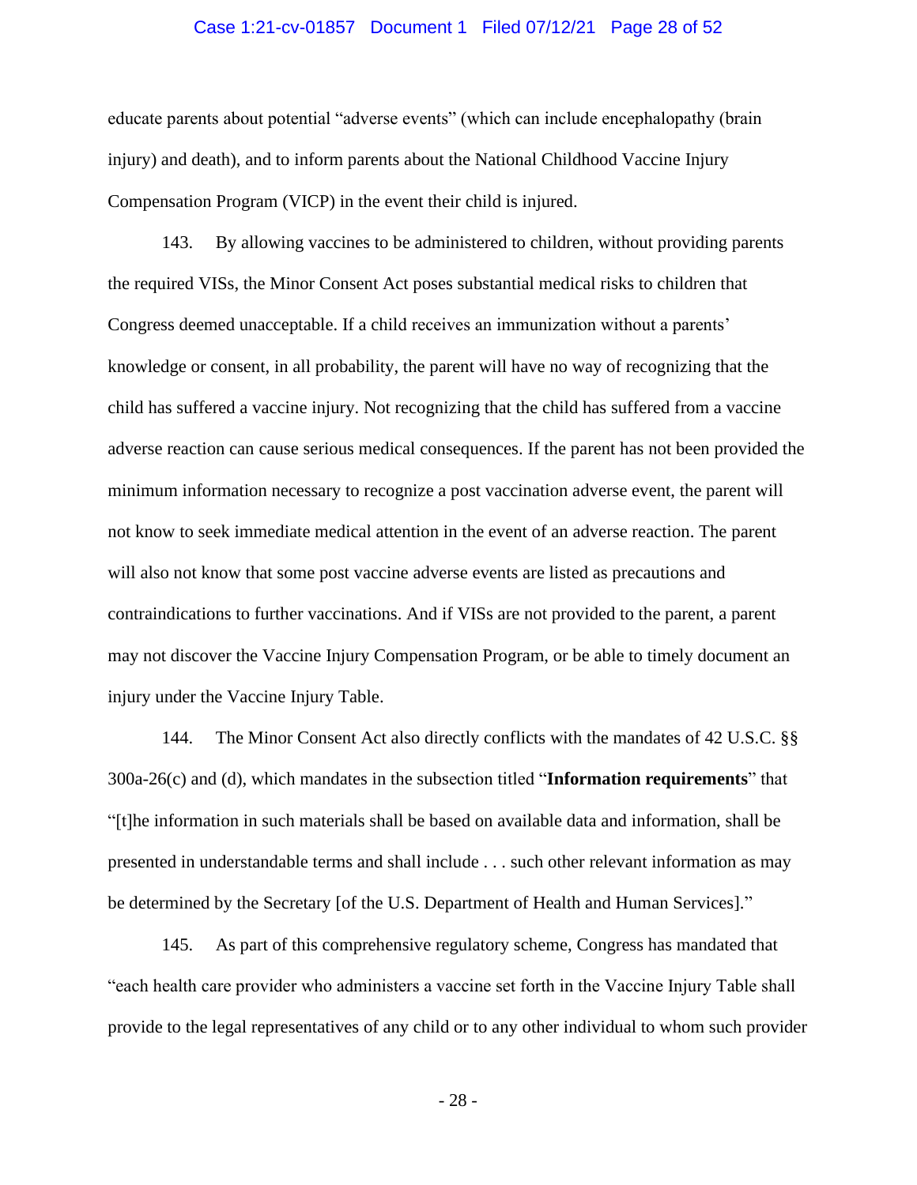educate parents about potential "adverse events" (which can include encephalopathy (brain injury) and death), and to inform parents about the National Childhood Vaccine Injury Compensation Program (VICP) in the event their child is injured.

143. By allowing vaccines to be administered to children, without providing parents the required VISs, the Minor Consent Act poses substantial medical risks to children that Congress deemed unacceptable. If a child receives an immunization without a parents' knowledge or consent, in all probability, the parent will have no way of recognizing that the child has suffered a vaccine injury. Not recognizing that the child has suffered from a vaccine adverse reaction can cause serious medical consequences. If the parent has not been provided the minimum information necessary to recognize a post vaccination adverse event, the parent will not know to seek immediate medical attention in the event of an adverse reaction. The parent will also not know that some post vaccine adverse events are listed as precautions and contraindications to further vaccinations. And if VISs are not provided to the parent, a parent may not discover the Vaccine Injury Compensation Program, or be able to timely document an injury under the Vaccine Injury Table.

144. The Minor Consent Act also directly conflicts with the mandates of 42 U.S.C. §§ 300a-26(c) and (d), which mandates in the subsection titled "**Information requirements**" that "[t]he information in such materials shall be based on available data and information, shall be presented in understandable terms and shall include . . . such other relevant information as may be determined by the Secretary [of the U.S. Department of Health and Human Services]."

145. As part of this comprehensive regulatory scheme, Congress has mandated that "each health care provider who administers a vaccine set forth in the Vaccine Injury Table shall provide to the legal representatives of any child or to any other individual to whom such provider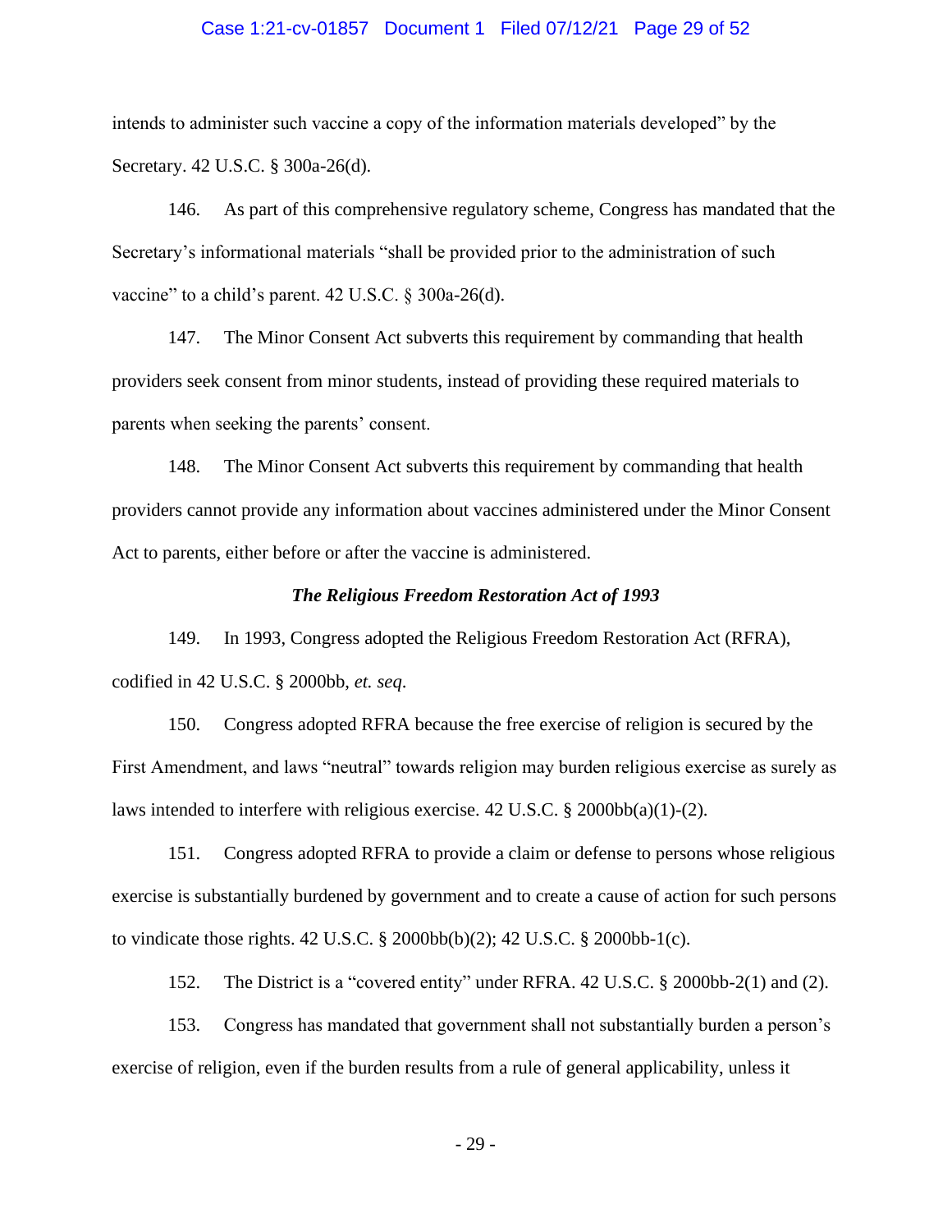intends to administer such vaccine a copy of the information materials developed" by the Secretary. 42 U.S.C. § 300a-26(d).

146. As part of this comprehensive regulatory scheme, Congress has mandated that the Secretary's informational materials "shall be provided prior to the administration of such vaccine" to a child's parent. 42 U.S.C. § 300a-26(d).

147. The Minor Consent Act subverts this requirement by commanding that health providers seek consent from minor students, instead of providing these required materials to parents when seeking the parents' consent.

148. The Minor Consent Act subverts this requirement by commanding that health providers cannot provide any information about vaccines administered under the Minor Consent Act to parents, either before or after the vaccine is administered.

### *The Religious Freedom Restoration Act of 1993*

149. In 1993, Congress adopted the Religious Freedom Restoration Act (RFRA), codified in 42 U.S.C. § 2000bb, *et. seq*.

150. Congress adopted RFRA because the free exercise of religion is secured by the First Amendment, and laws "neutral" towards religion may burden religious exercise as surely as laws intended to interfere with religious exercise. 42 U.S.C. § 2000bb(a)(1)-(2).

151. Congress adopted RFRA to provide a claim or defense to persons whose religious exercise is substantially burdened by government and to create a cause of action for such persons to vindicate those rights. 42 U.S.C. § 2000bb(b)(2); 42 U.S.C. § 2000bb-1(c).

152. The District is a "covered entity" under RFRA. 42 U.S.C. § 2000bb-2(1) and (2).

153. Congress has mandated that government shall not substantially burden a person's exercise of religion, even if the burden results from a rule of general applicability, unless it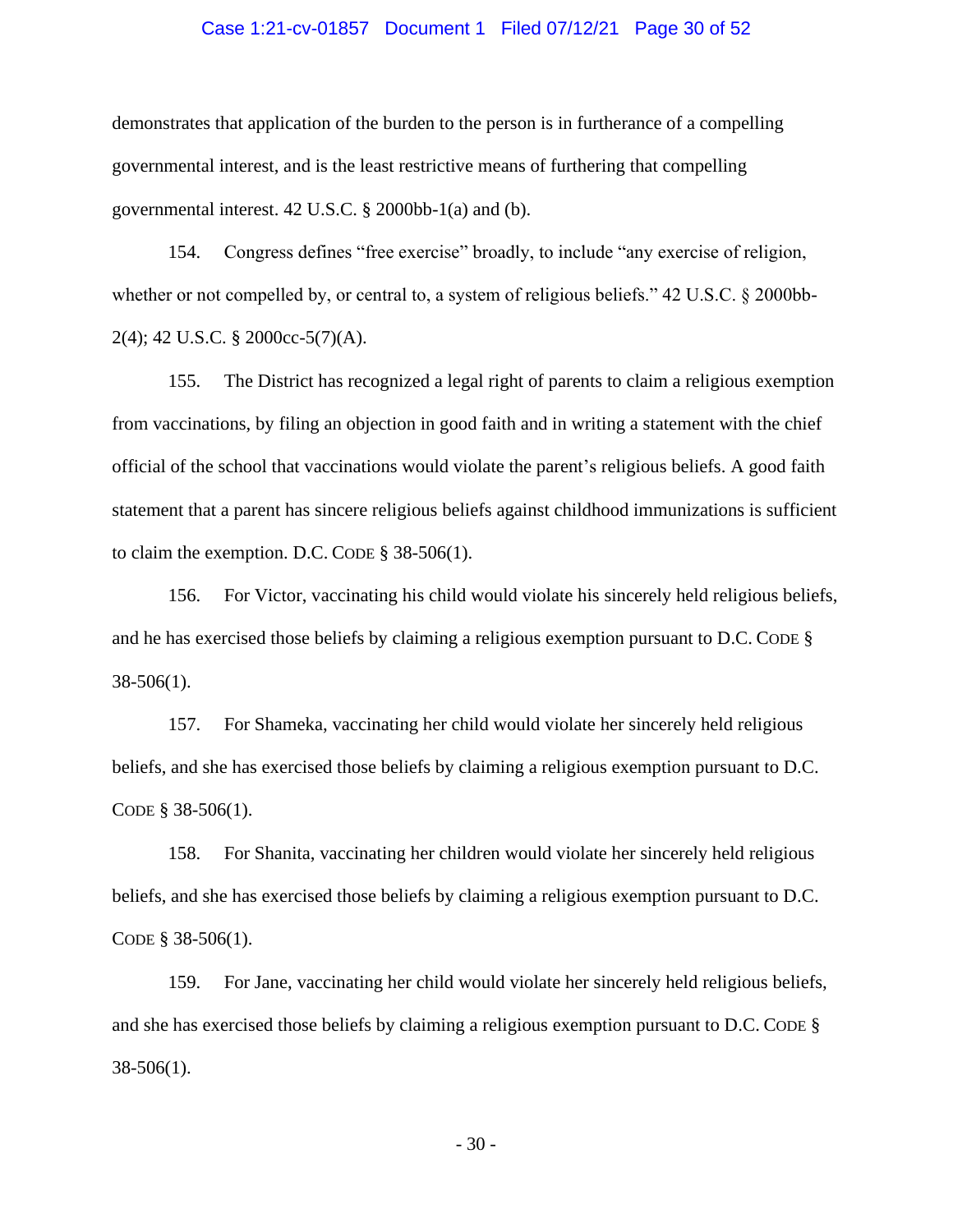demonstrates that application of the burden to the person is in furtherance of a compelling governmental interest, and is the least restrictive means of furthering that compelling governmental interest. 42 U.S.C. § 2000bb-1(a) and (b).

154. Congress defines "free exercise" broadly, to include "any exercise of religion, whether or not compelled by, or central to, a system of religious beliefs." 42 U.S.C. § 2000bb-2(4); 42 U.S.C. § 2000cc-5(7)(A).

155. The District has recognized a legal right of parents to claim a religious exemption from vaccinations, by filing an objection in good faith and in writing a statement with the chief official of the school that vaccinations would violate the parent's religious beliefs. A good faith statement that a parent has sincere religious beliefs against childhood immunizations is sufficient to claim the exemption. D.C. CODE § 38-506(1).

156. For Victor, vaccinating his child would violate his sincerely held religious beliefs, and he has exercised those beliefs by claiming a religious exemption pursuant to D.C. CODE § 38-506(1).

157. For Shameka, vaccinating her child would violate her sincerely held religious beliefs, and she has exercised those beliefs by claiming a religious exemption pursuant to D.C. CODE § 38-506(1).

158. For Shanita, vaccinating her children would violate her sincerely held religious beliefs, and she has exercised those beliefs by claiming a religious exemption pursuant to D.C. CODE § 38-506(1).

159. For Jane, vaccinating her child would violate her sincerely held religious beliefs, and she has exercised those beliefs by claiming a religious exemption pursuant to D.C. CODE § 38-506(1).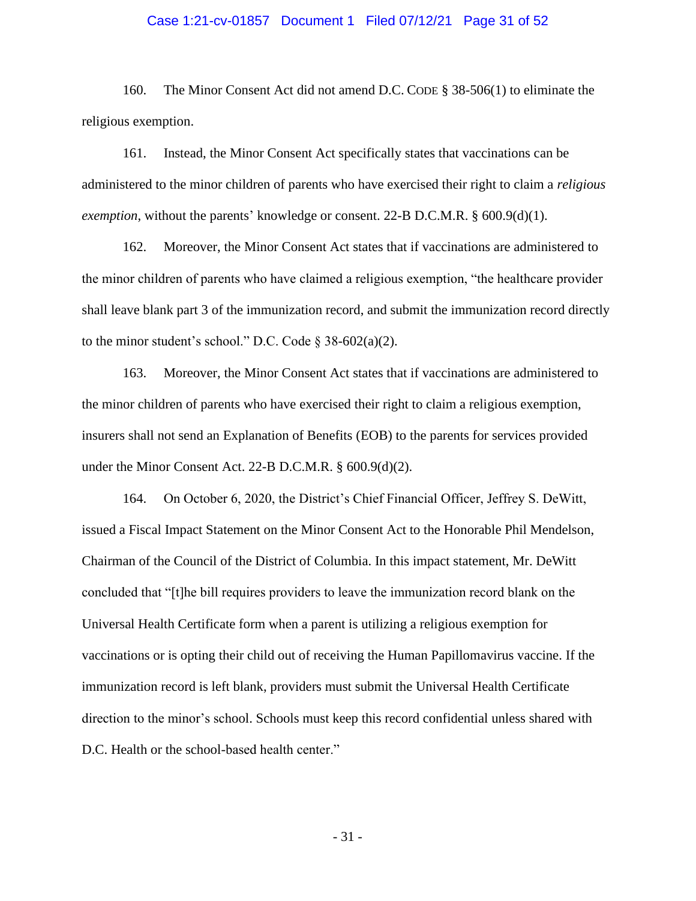160. The Minor Consent Act did not amend D.C. CODE § 38-506(1) to eliminate the religious exemption.

161. Instead, the Minor Consent Act specifically states that vaccinations can be administered to the minor children of parents who have exercised their right to claim a *religious exemption*, without the parents' knowledge or consent. 22-B D.C.M.R. § 600.9(d)(1).

162. Moreover, the Minor Consent Act states that if vaccinations are administered to the minor children of parents who have claimed a religious exemption, "the healthcare provider shall leave blank part 3 of the immunization record, and submit the immunization record directly to the minor student's school." D.C. Code § 38-602(a)(2).

163. Moreover, the Minor Consent Act states that if vaccinations are administered to the minor children of parents who have exercised their right to claim a religious exemption, insurers shall not send an Explanation of Benefits (EOB) to the parents for services provided under the Minor Consent Act. 22-B D.C.M.R. § 600.9(d)(2).

164. On October 6, 2020, the District's Chief Financial Officer, Jeffrey S. DeWitt, issued a Fiscal Impact Statement on the Minor Consent Act to the Honorable Phil Mendelson, Chairman of the Council of the District of Columbia. In this impact statement, Mr. DeWitt concluded that "[t]he bill requires providers to leave the immunization record blank on the Universal Health Certificate form when a parent is utilizing a religious exemption for vaccinations or is opting their child out of receiving the Human Papillomavirus vaccine. If the immunization record is left blank, providers must submit the Universal Health Certificate direction to the minor's school. Schools must keep this record confidential unless shared with D.C. Health or the school-based health center."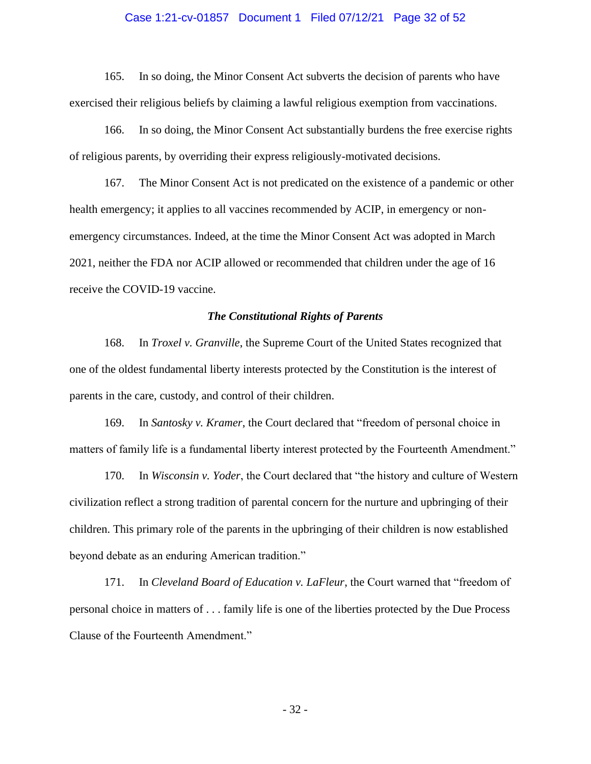165. In so doing, the Minor Consent Act subverts the decision of parents who have exercised their religious beliefs by claiming a lawful religious exemption from vaccinations.

166. In so doing, the Minor Consent Act substantially burdens the free exercise rights of religious parents, by overriding their express religiously-motivated decisions.

167. The Minor Consent Act is not predicated on the existence of a pandemic or other health emergency; it applies to all vaccines recommended by ACIP, in emergency or non-emergency circumstances. Indeed, at the time the Minor Consent Act was adopted in March 2021, neither the FDA nor ACIP allowed or recommended that children under the age of 16 receive the COVID-19 vaccine.

***The Constitutional Rights of Parents***

168. In *Troxel v. Granville*, the Supreme Court of the United States recognized that one of the oldest fundamental liberty interests protected by the Constitution is the interest of parents in the care, custody, and control of their children.

169. In *Santosky v. Kramer*, the Court declared that "freedom of personal choice in matters of family life is a fundamental liberty interest protected by the Fourteenth Amendment."

170. In *Wisconsin v. Yoder*, the Court declared that "the history and culture of Western civilization reflect a strong tradition of parental concern for the nurture and upbringing of their children. This primary role of the parents in the upbringing of their children is now established beyond debate as an enduring American tradition."

171. In *Cleveland Board of Education v. LaFleur*, the Court warned that "freedom of personal choice in matters of . . . family life is one of the liberties protected by the Due Process Clause of the Fourteenth Amendment."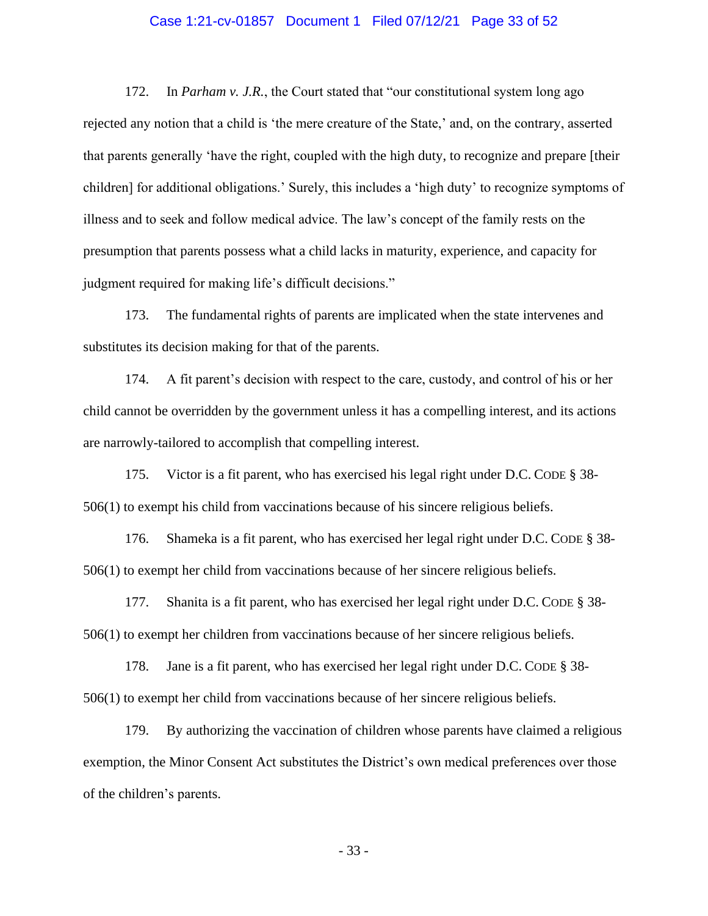172. In *Parham v. J.R.*, the Court stated that "our constitutional system long ago rejected any notion that a child is 'the mere creature of the State,' and, on the contrary, asserted that parents generally 'have the right, coupled with the high duty, to recognize and prepare [their children] for additional obligations.' Surely, this includes a 'high duty' to recognize symptoms of illness and to seek and follow medical advice. The law's concept of the family rests on the presumption that parents possess what a child lacks in maturity, experience, and capacity for judgment required for making life's difficult decisions."

173. The fundamental rights of parents are implicated when the state intervenes and substitutes its decision making for that of the parents.

174. A fit parent's decision with respect to the care, custody, and control of his or her child cannot be overridden by the government unless it has a compelling interest, and its actions are narrowly-tailored to accomplish that compelling interest.

175. Victor is a fit parent, who has exercised his legal right under D.C. CODE § 38-506(1) to exempt his child from vaccinations because of his sincere religious beliefs.

176. Shameka is a fit parent, who has exercised her legal right under D.C. CODE § 38-506(1) to exempt her child from vaccinations because of her sincere religious beliefs.

177. Shanita is a fit parent, who has exercised her legal right under D.C. CODE § 38-506(1) to exempt her children from vaccinations because of her sincere religious beliefs.

178. Jane is a fit parent, who has exercised her legal right under D.C. CODE § 38-506(1) to exempt her child from vaccinations because of her sincere religious beliefs.

179. By authorizing the vaccination of children whose parents have claimed a religious exemption, the Minor Consent Act substitutes the District's own medical preferences over those of the children's parents.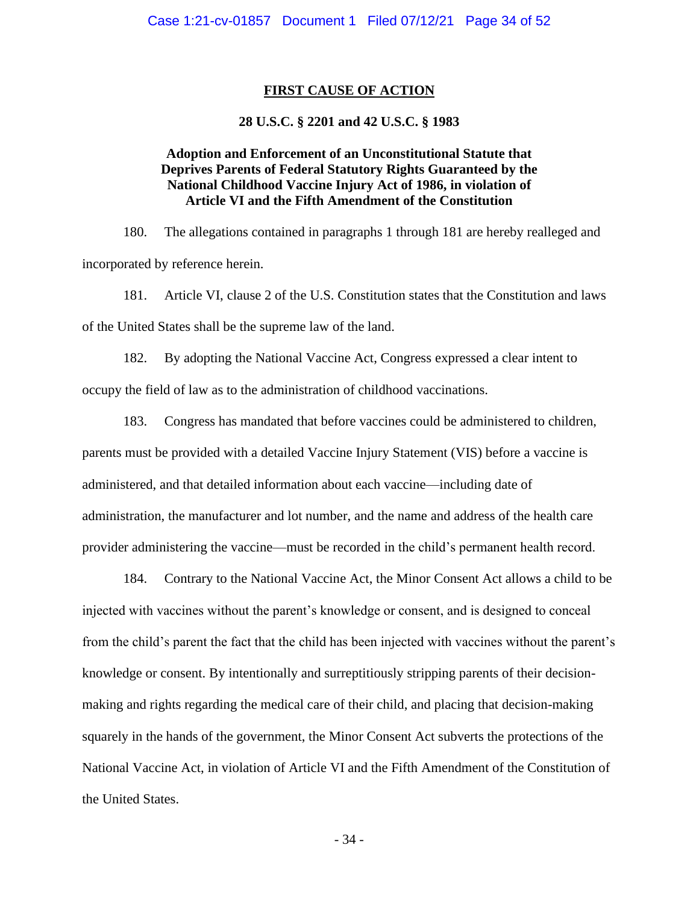## FIRST CAUSE OF ACTION

### 28 U.S.C. § 2201 and 42 U.S.C. § 1983

### Adoption and Enforcement of an Unconstitutional Statute that Deprives Parents of Federal Statutory Rights Guaranteed by the National Childhood Vaccine Injury Act of 1986, in violation of Article VI and the Fifth Amendment of the Constitution

180. The allegations contained in paragraphs 1 through 181 are hereby realleged and incorporated by reference herein.

181. Article VI, clause 2 of the U.S. Constitution states that the Constitution and laws of the United States shall be the supreme law of the land.

182. By adopting the National Vaccine Act, Congress expressed a clear intent to occupy the field of law as to the administration of childhood vaccinations.

183. Congress has mandated that before vaccines could be administered to children, parents must be provided with a detailed Vaccine Injury Statement (VIS) before a vaccine is administered, and that detailed information about each vaccine—including date of administration, the manufacturer and lot number, and the name and address of the health care provider administering the vaccine—must be recorded in the child's permanent health record.

184. Contrary to the National Vaccine Act, the Minor Consent Act allows a child to be injected with vaccines without the parent's knowledge or consent, and is designed to conceal from the child's parent the fact that the child has been injected with vaccines without the parent's knowledge or consent. By intentionally and surreptitiously stripping parents of their decision-making and rights regarding the medical care of their child, and placing that decision-making squarely in the hands of the government, the Minor Consent Act subverts the protections of the National Vaccine Act, in violation of Article VI and the Fifth Amendment of the Constitution of the United States.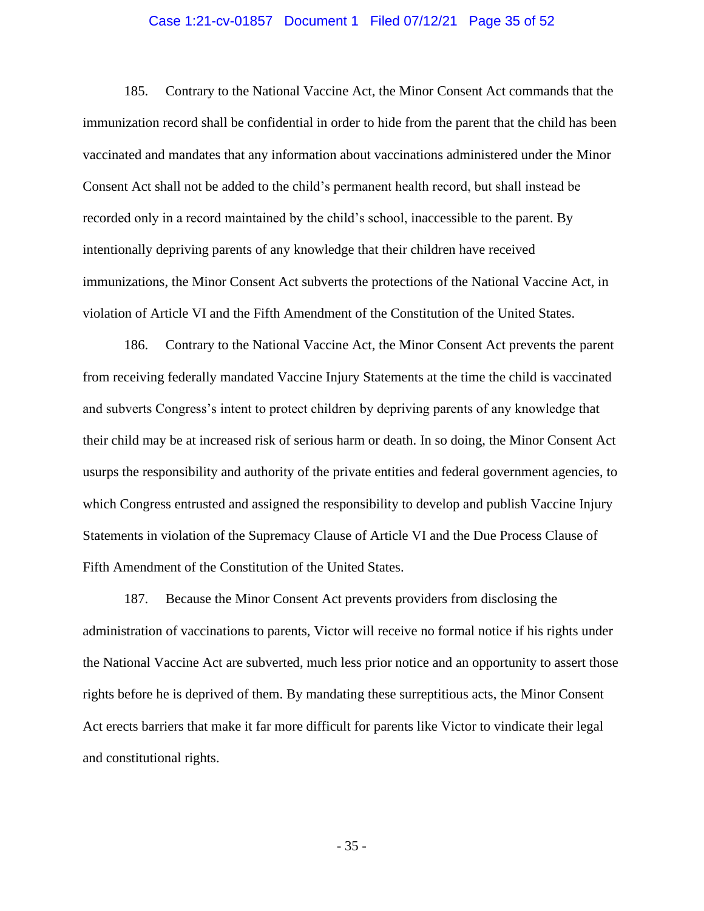185. Contrary to the National Vaccine Act, the Minor Consent Act commands that the immunization record shall be confidential in order to hide from the parent that the child has been vaccinated and mandates that any information about vaccinations administered under the Minor Consent Act shall not be added to the child's permanent health record, but shall instead be recorded only in a record maintained by the child's school, inaccessible to the parent. By intentionally depriving parents of any knowledge that their children have received immunizations, the Minor Consent Act subverts the protections of the National Vaccine Act, in violation of Article VI and the Fifth Amendment of the Constitution of the United States.

186. Contrary to the National Vaccine Act, the Minor Consent Act prevents the parent from receiving federally mandated Vaccine Injury Statements at the time the child is vaccinated and subverts Congress's intent to protect children by depriving parents of any knowledge that their child may be at increased risk of serious harm or death. In so doing, the Minor Consent Act usurps the responsibility and authority of the private entities and federal government agencies, to which Congress entrusted and assigned the responsibility to develop and publish Vaccine Injury Statements in violation of the Supremacy Clause of Article VI and the Due Process Clause of Fifth Amendment of the Constitution of the United States.

187. Because the Minor Consent Act prevents providers from disclosing the administration of vaccinations to parents, Victor will receive no formal notice if his rights under the National Vaccine Act are subverted, much less prior notice and an opportunity to assert those rights before he is deprived of them. By mandating these surreptitious acts, the Minor Consent Act erects barriers that make it far more difficult for parents like Victor to vindicate their legal and constitutional rights.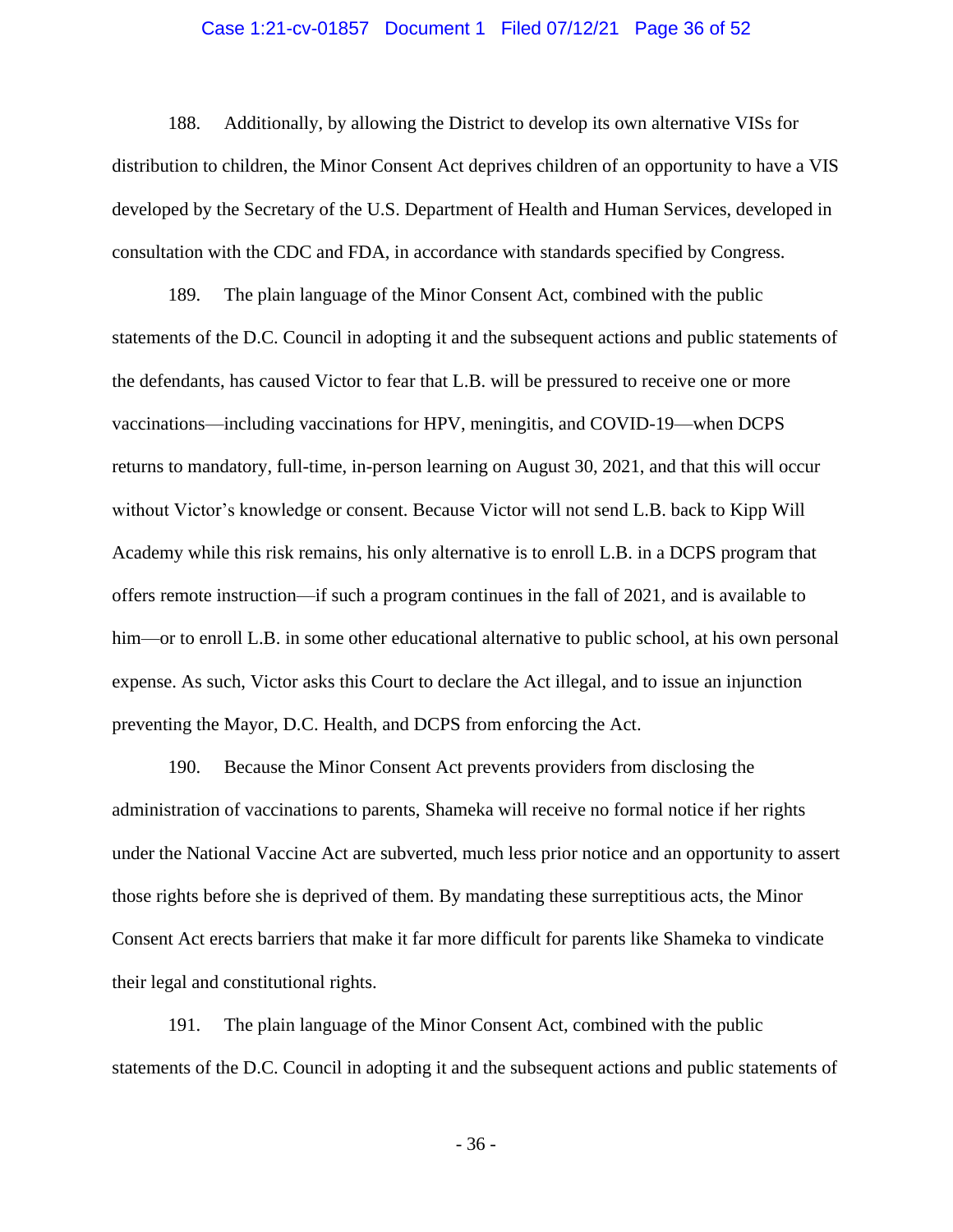188. Additionally, by allowing the District to develop its own alternative VISs for distribution to children, the Minor Consent Act deprives children of an opportunity to have a VIS developed by the Secretary of the U.S. Department of Health and Human Services, developed in consultation with the CDC and FDA, in accordance with standards specified by Congress.

189. The plain language of the Minor Consent Act, combined with the public statements of the D.C. Council in adopting it and the subsequent actions and public statements of the defendants, has caused Victor to fear that L.B. will be pressured to receive one or more vaccinations—including vaccinations for HPV, meningitis, and COVID-19—when DCPS returns to mandatory, full-time, in-person learning on August 30, 2021, and that this will occur without Victor's knowledge or consent. Because Victor will not send L.B. back to Kipp Will Academy while this risk remains, his only alternative is to enroll L.B. in a DCPS program that offers remote instruction—if such a program continues in the fall of 2021, and is available to him—or to enroll L.B. in some other educational alternative to public school, at his own personal expense. As such, Victor asks this Court to declare the Act illegal, and to issue an injunction preventing the Mayor, D.C. Health, and DCPS from enforcing the Act.

190. Because the Minor Consent Act prevents providers from disclosing the administration of vaccinations to parents, Shameka will receive no formal notice if her rights under the National Vaccine Act are subverted, much less prior notice and an opportunity to assert those rights before she is deprived of them. By mandating these surreptitious acts, the Minor Consent Act erects barriers that make it far more difficult for parents like Shameka to vindicate their legal and constitutional rights.

191. The plain language of the Minor Consent Act, combined with the public statements of the D.C. Council in adopting it and the subsequent actions and public statements of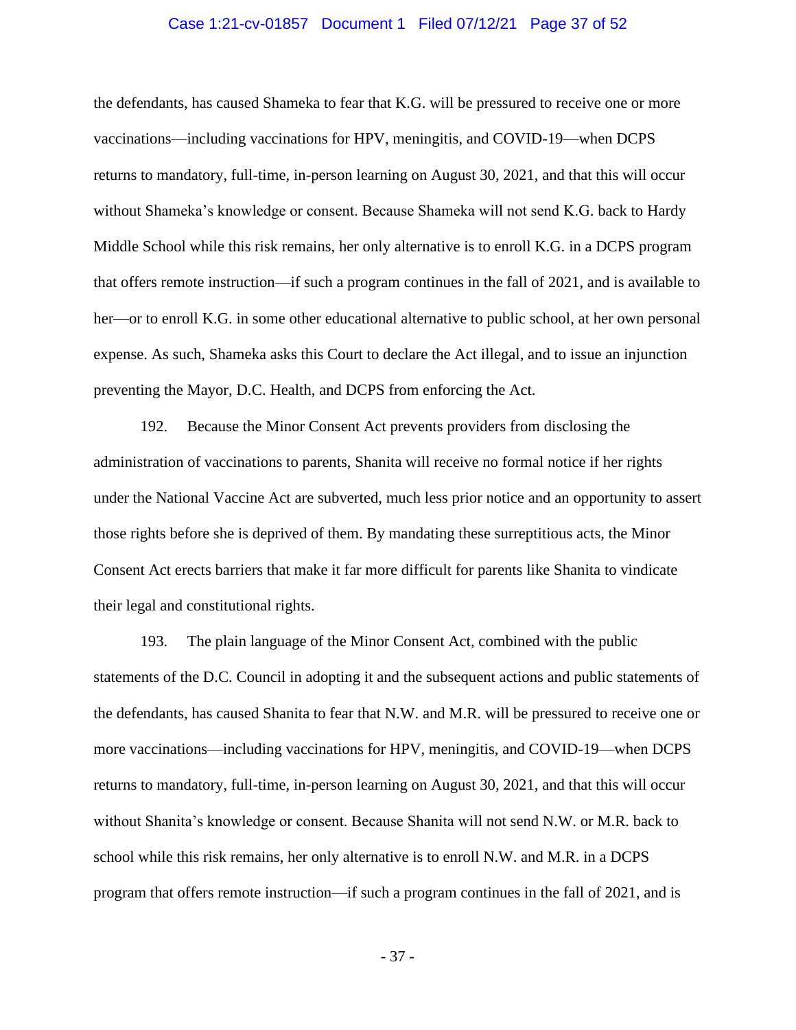the defendants, has caused Shameka to fear that K.G. will be pressured to receive one or more vaccinations—including vaccinations for HPV, meningitis, and COVID-19—when DCPS returns to mandatory, full-time, in-person learning on August 30, 2021, and that this will occur without Shameka's knowledge or consent. Because Shameka will not send K.G. back to Hardy Middle School while this risk remains, her only alternative is to enroll K.G. in a DCPS program that offers remote instruction—if such a program continues in the fall of 2021, and is available to her—or to enroll K.G. in some other educational alternative to public school, at her own personal expense. As such, Shameka asks this Court to declare the Act illegal, and to issue an injunction preventing the Mayor, D.C. Health, and DCPS from enforcing the Act.

192. Because the Minor Consent Act prevents providers from disclosing the administration of vaccinations to parents, Shanita will receive no formal notice if her rights under the National Vaccine Act are subverted, much less prior notice and an opportunity to assert those rights before she is deprived of them. By mandating these surreptitious acts, the Minor Consent Act erects barriers that make it far more difficult for parents like Shanita to vindicate their legal and constitutional rights.

193. The plain language of the Minor Consent Act, combined with the public statements of the D.C. Council in adopting it and the subsequent actions and public statements of the defendants, has caused Shanita to fear that N.W. and M.R. will be pressured to receive one or more vaccinations—including vaccinations for HPV, meningitis, and COVID-19—when DCPS returns to mandatory, full-time, in-person learning on August 30, 2021, and that this will occur without Shanita's knowledge or consent. Because Shanita will not send N.W. or M.R. back to school while this risk remains, her only alternative is to enroll N.W. and M.R. in a DCPS program that offers remote instruction—if such a program continues in the fall of 2021, and is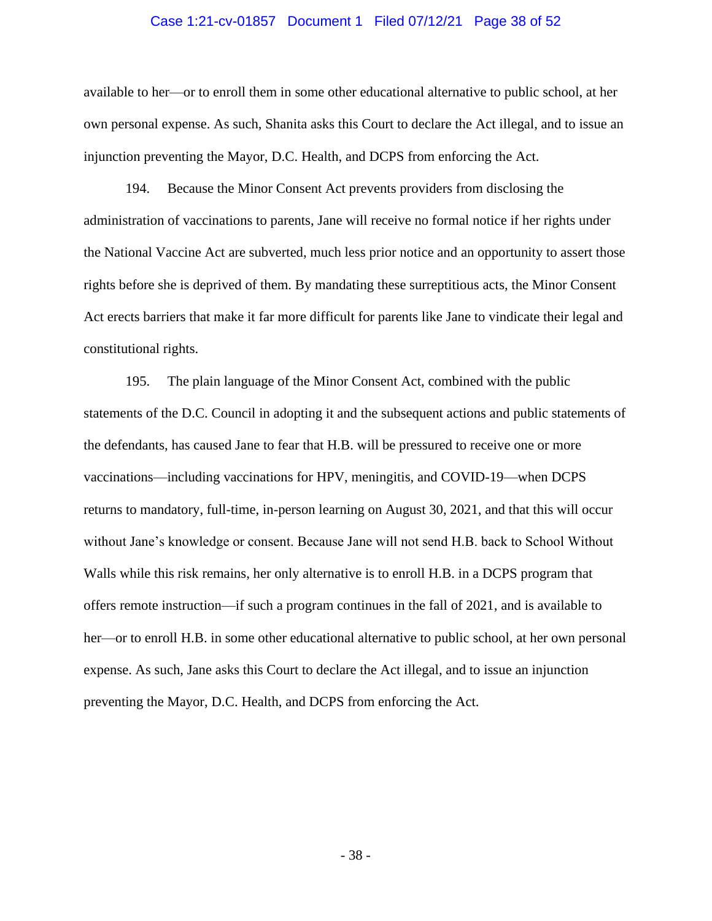available to her—or to enroll them in some other educational alternative to public school, at her own personal expense. As such, Shanita asks this Court to declare the Act illegal, and to issue an injunction preventing the Mayor, D.C. Health, and DCPS from enforcing the Act.

194. Because the Minor Consent Act prevents providers from disclosing the administration of vaccinations to parents, Jane will receive no formal notice if her rights under the National Vaccine Act are subverted, much less prior notice and an opportunity to assert those rights before she is deprived of them. By mandating these surreptitious acts, the Minor Consent Act erects barriers that make it far more difficult for parents like Jane to vindicate their legal and constitutional rights.

195. The plain language of the Minor Consent Act, combined with the public statements of the D.C. Council in adopting it and the subsequent actions and public statements of the defendants, has caused Jane to fear that H.B. will be pressured to receive one or more vaccinations—including vaccinations for HPV, meningitis, and COVID-19—when DCPS returns to mandatory, full-time, in-person learning on August 30, 2021, and that this will occur without Jane's knowledge or consent. Because Jane will not send H.B. back to School Without Walls while this risk remains, her only alternative is to enroll H.B. in a DCPS program that offers remote instruction—if such a program continues in the fall of 2021, and is available to her—or to enroll H.B. in some other educational alternative to public school, at her own personal expense. As such, Jane asks this Court to declare the Act illegal, and to issue an injunction preventing the Mayor, D.C. Health, and DCPS from enforcing the Act.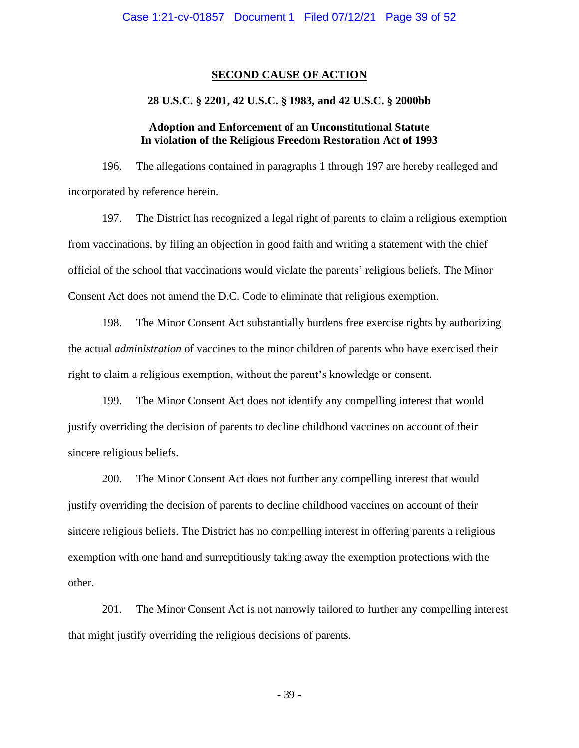## SECOND CAUSE OF ACTION

### 28 U.S.C. § 2201, 42 U.S.C. § 1983, and 42 U.S.C. § 2000bb

### Adoption and Enforcement of an Unconstitutional Statute In violation of the Religious Freedom Restoration Act of 1993

196. The allegations contained in paragraphs 1 through 197 are hereby realleged and incorporated by reference herein.

197. The District has recognized a legal right of parents to claim a religious exemption from vaccinations, by filing an objection in good faith and writing a statement with the chief official of the school that vaccinations would violate the parents' religious beliefs. The Minor Consent Act does not amend the D.C. Code to eliminate that religious exemption.

198. The Minor Consent Act substantially burdens free exercise rights by authorizing the actual *administration* of vaccines to the minor children of parents who have exercised their right to claim a religious exemption, without the parent's knowledge or consent.

199. The Minor Consent Act does not identify any compelling interest that would justify overriding the decision of parents to decline childhood vaccines on account of their sincere religious beliefs.

200. The Minor Consent Act does not further any compelling interest that would justify overriding the decision of parents to decline childhood vaccines on account of their sincere religious beliefs. The District has no compelling interest in offering parents a religious exemption with one hand and surreptitiously taking away the exemption protections with the other.

201. The Minor Consent Act is not narrowly tailored to further any compelling interest that might justify overriding the religious decisions of parents.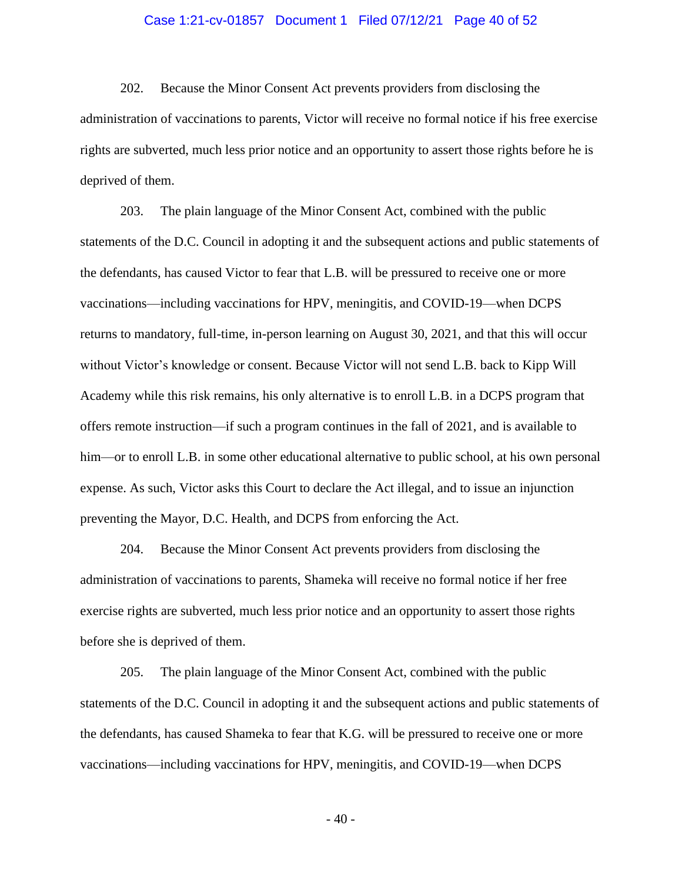202. Because the Minor Consent Act prevents providers from disclosing the administration of vaccinations to parents, Victor will receive no formal notice if his free exercise rights are subverted, much less prior notice and an opportunity to assert those rights before he is deprived of them.

203. The plain language of the Minor Consent Act, combined with the public statements of the D.C. Council in adopting it and the subsequent actions and public statements of the defendants, has caused Victor to fear that L.B. will be pressured to receive one or more vaccinations—including vaccinations for HPV, meningitis, and COVID-19—when DCPS returns to mandatory, full-time, in-person learning on August 30, 2021, and that this will occur without Victor's knowledge or consent. Because Victor will not send L.B. back to Kipp Will Academy while this risk remains, his only alternative is to enroll L.B. in a DCPS program that offers remote instruction—if such a program continues in the fall of 2021, and is available to him—or to enroll L.B. in some other educational alternative to public school, at his own personal expense. As such, Victor asks this Court to declare the Act illegal, and to issue an injunction preventing the Mayor, D.C. Health, and DCPS from enforcing the Act.

204. Because the Minor Consent Act prevents providers from disclosing the administration of vaccinations to parents, Shameka will receive no formal notice if her free exercise rights are subverted, much less prior notice and an opportunity to assert those rights before she is deprived of them.

205. The plain language of the Minor Consent Act, combined with the public statements of the D.C. Council in adopting it and the subsequent actions and public statements of the defendants, has caused Shameka to fear that K.G. will be pressured to receive one or more vaccinations—including vaccinations for HPV, meningitis, and COVID-19—when DCPS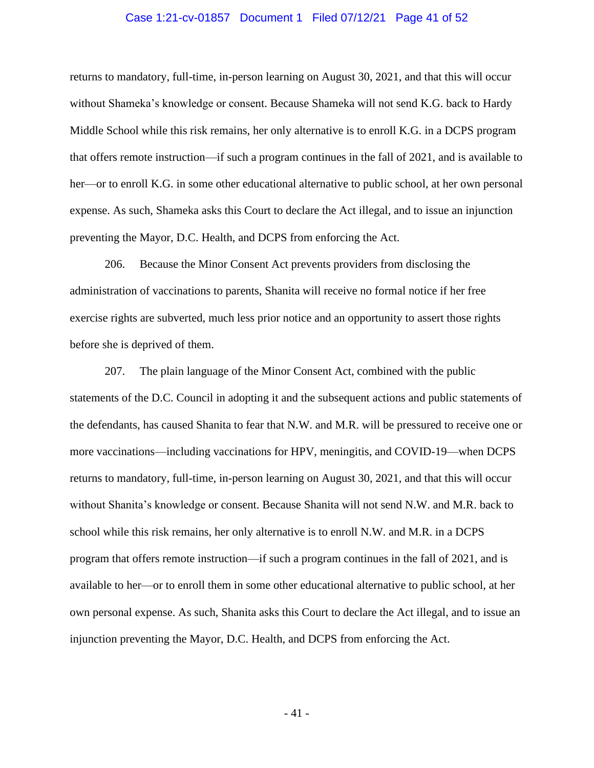returns to mandatory, full-time, in-person learning on August 30, 2021, and that this will occur without Shameka's knowledge or consent. Because Shameka will not send K.G. back to Hardy Middle School while this risk remains, her only alternative is to enroll K.G. in a DCPS program that offers remote instruction—if such a program continues in the fall of 2021, and is available to her—or to enroll K.G. in some other educational alternative to public school, at her own personal expense. As such, Shameka asks this Court to declare the Act illegal, and to issue an injunction preventing the Mayor, D.C. Health, and DCPS from enforcing the Act.

206. Because the Minor Consent Act prevents providers from disclosing the administration of vaccinations to parents, Shanita will receive no formal notice if her free exercise rights are subverted, much less prior notice and an opportunity to assert those rights before she is deprived of them.

207. The plain language of the Minor Consent Act, combined with the public statements of the D.C. Council in adopting it and the subsequent actions and public statements of the defendants, has caused Shanita to fear that N.W. and M.R. will be pressured to receive one or more vaccinations—including vaccinations for HPV, meningitis, and COVID-19—when DCPS returns to mandatory, full-time, in-person learning on August 30, 2021, and that this will occur without Shanita's knowledge or consent. Because Shanita will not send N.W. and M.R. back to school while this risk remains, her only alternative is to enroll N.W. and M.R. in a DCPS program that offers remote instruction—if such a program continues in the fall of 2021, and is available to her—or to enroll them in some other educational alternative to public school, at her own personal expense. As such, Shanita asks this Court to declare the Act illegal, and to issue an injunction preventing the Mayor, D.C. Health, and DCPS from enforcing the Act.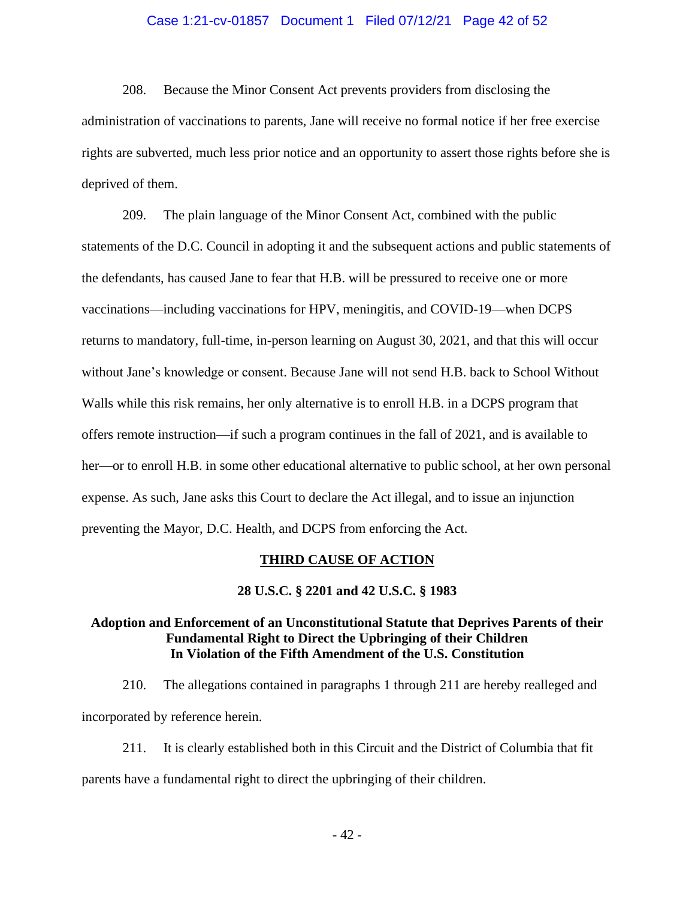208. Because the Minor Consent Act prevents providers from disclosing the administration of vaccinations to parents, Jane will receive no formal notice if her free exercise rights are subverted, much less prior notice and an opportunity to assert those rights before she is deprived of them.

209. The plain language of the Minor Consent Act, combined with the public statements of the D.C. Council in adopting it and the subsequent actions and public statements of the defendants, has caused Jane to fear that H.B. will be pressured to receive one or more vaccinations—including vaccinations for HPV, meningitis, and COVID-19—when DCPS returns to mandatory, full-time, in-person learning on August 30, 2021, and that this will occur without Jane's knowledge or consent. Because Jane will not send H.B. back to School Without Walls while this risk remains, her only alternative is to enroll H.B. in a DCPS program that offers remote instruction—if such a program continues in the fall of 2021, and is available to her—or to enroll H.B. in some other educational alternative to public school, at her own personal expense. As such, Jane asks this Court to declare the Act illegal, and to issue an injunction preventing the Mayor, D.C. Health, and DCPS from enforcing the Act.

## THIRD CAUSE OF ACTION

### 28 U.S.C. § 2201 and 42 U.S.C. § 1983

### Adoption and Enforcement of an Unconstitutional Statute that Deprives Parents of their Fundamental Right to Direct the Upbringing of their Children In Violation of the Fifth Amendment of the U.S. Constitution

210. The allegations contained in paragraphs 1 through 211 are hereby realleged and incorporated by reference herein.

211. It is clearly established both in this Circuit and the District of Columbia that fit parents have a fundamental right to direct the upbringing of their children.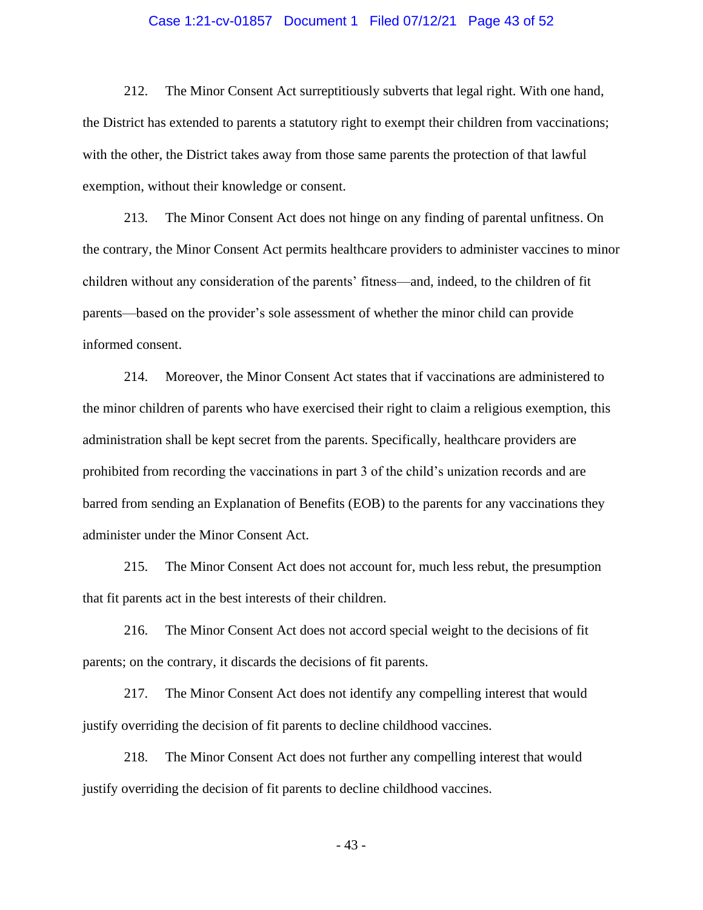212. The Minor Consent Act surreptitiously subverts that legal right. With one hand, the District has extended to parents a statutory right to exempt their children from vaccinations; with the other, the District takes away from those same parents the protection of that lawful exemption, without their knowledge or consent.

213. The Minor Consent Act does not hinge on any finding of parental unfitness. On the contrary, the Minor Consent Act permits healthcare providers to administer vaccines to minor children without any consideration of the parents' fitness—and, indeed, to the children of fit parents—based on the provider's sole assessment of whether the minor child can provide informed consent.

214. Moreover, the Minor Consent Act states that if vaccinations are administered to the minor children of parents who have exercised their right to claim a religious exemption, this administration shall be kept secret from the parents. Specifically, healthcare providers are prohibited from recording the vaccinations in part 3 of the child's unization records and are barred from sending an Explanation of Benefits (EOB) to the parents for any vaccinations they administer under the Minor Consent Act.

215. The Minor Consent Act does not account for, much less rebut, the presumption that fit parents act in the best interests of their children.

216. The Minor Consent Act does not accord special weight to the decisions of fit parents; on the contrary, it discards the decisions of fit parents.

217. The Minor Consent Act does not identify any compelling interest that would justify overriding the decision of fit parents to decline childhood vaccines.

218. The Minor Consent Act does not further any compelling interest that would justify overriding the decision of fit parents to decline childhood vaccines.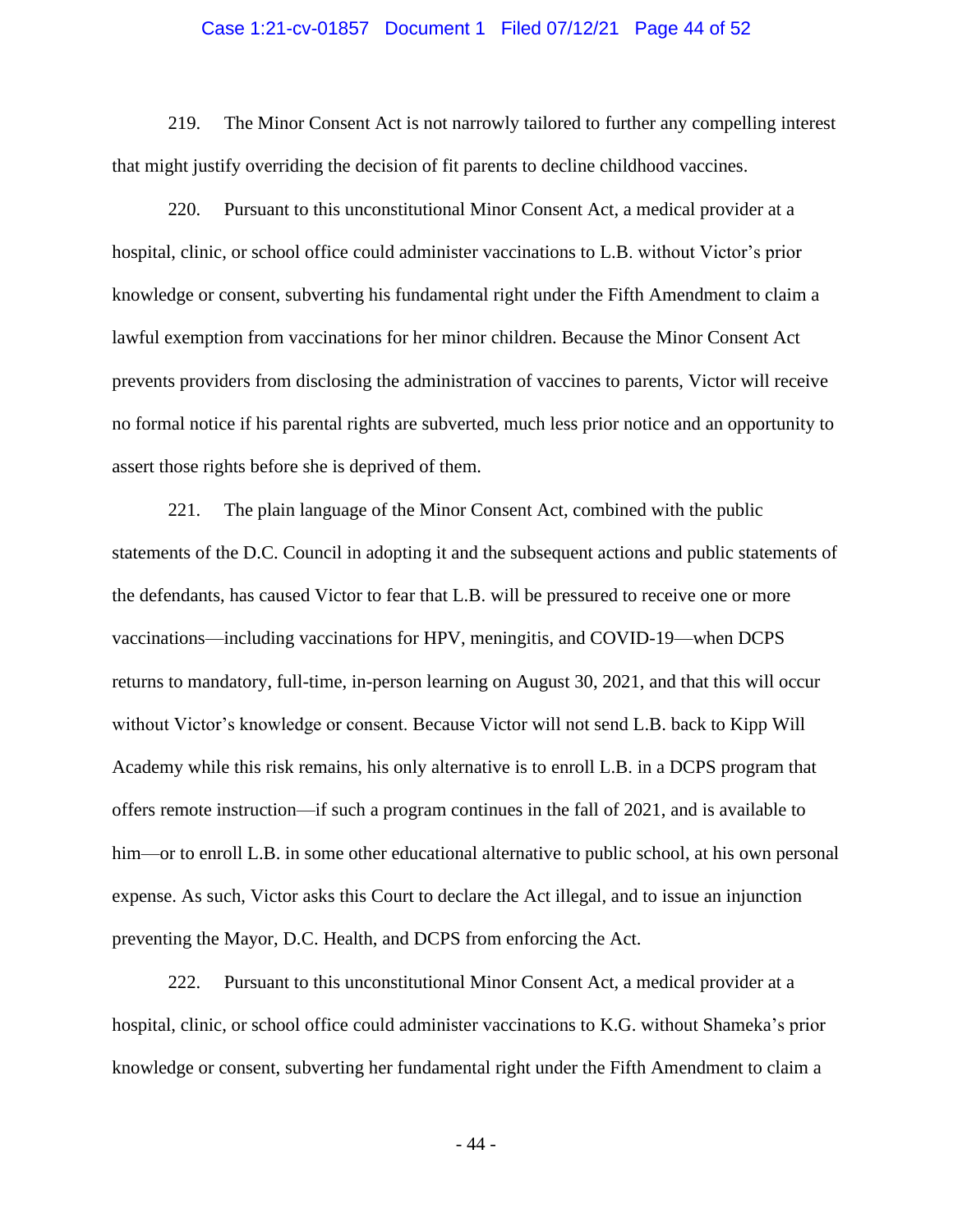219. The Minor Consent Act is not narrowly tailored to further any compelling interest that might justify overriding the decision of fit parents to decline childhood vaccines.

220. Pursuant to this unconstitutional Minor Consent Act, a medical provider at a hospital, clinic, or school office could administer vaccinations to L.B. without Victor's prior knowledge or consent, subverting his fundamental right under the Fifth Amendment to claim a lawful exemption from vaccinations for her minor children. Because the Minor Consent Act prevents providers from disclosing the administration of vaccines to parents, Victor will receive no formal notice if his parental rights are subverted, much less prior notice and an opportunity to assert those rights before she is deprived of them.

221. The plain language of the Minor Consent Act, combined with the public statements of the D.C. Council in adopting it and the subsequent actions and public statements of the defendants, has caused Victor to fear that L.B. will be pressured to receive one or more vaccinations—including vaccinations for HPV, meningitis, and COVID-19—when DCPS returns to mandatory, full-time, in-person learning on August 30, 2021, and that this will occur without Victor's knowledge or consent. Because Victor will not send L.B. back to Kipp Will Academy while this risk remains, his only alternative is to enroll L.B. in a DCPS program that offers remote instruction—if such a program continues in the fall of 2021, and is available to him—or to enroll L.B. in some other educational alternative to public school, at his own personal expense. As such, Victor asks this Court to declare the Act illegal, and to issue an injunction preventing the Mayor, D.C. Health, and DCPS from enforcing the Act.

222. Pursuant to this unconstitutional Minor Consent Act, a medical provider at a hospital, clinic, or school office could administer vaccinations to K.G. without Shameka's prior knowledge or consent, subverting her fundamental right under the Fifth Amendment to claim a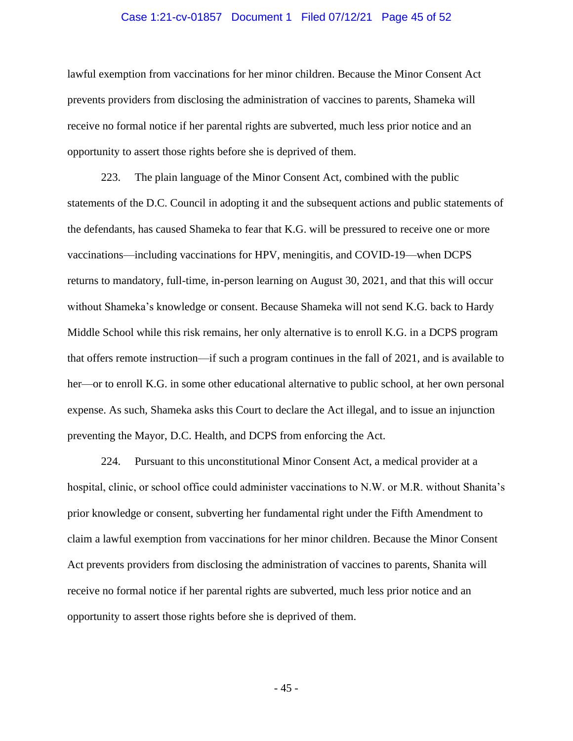lawful exemption from vaccinations for her minor children. Because the Minor Consent Act prevents providers from disclosing the administration of vaccines to parents, Shameka will receive no formal notice if her parental rights are subverted, much less prior notice and an opportunity to assert those rights before she is deprived of them.

223. The plain language of the Minor Consent Act, combined with the public statements of the D.C. Council in adopting it and the subsequent actions and public statements of the defendants, has caused Shameka to fear that K.G. will be pressured to receive one or more vaccinations—including vaccinations for HPV, meningitis, and COVID-19—when DCPS returns to mandatory, full-time, in-person learning on August 30, 2021, and that this will occur without Shameka's knowledge or consent. Because Shameka will not send K.G. back to Hardy Middle School while this risk remains, her only alternative is to enroll K.G. in a DCPS program that offers remote instruction—if such a program continues in the fall of 2021, and is available to her—or to enroll K.G. in some other educational alternative to public school, at her own personal expense. As such, Shameka asks this Court to declare the Act illegal, and to issue an injunction preventing the Mayor, D.C. Health, and DCPS from enforcing the Act.

224. Pursuant to this unconstitutional Minor Consent Act, a medical provider at a hospital, clinic, or school office could administer vaccinations to N.W. or M.R. without Shanita's prior knowledge or consent, subverting her fundamental right under the Fifth Amendment to claim a lawful exemption from vaccinations for her minor children. Because the Minor Consent Act prevents providers from disclosing the administration of vaccines to parents, Shanita will receive no formal notice if her parental rights are subverted, much less prior notice and an opportunity to assert those rights before she is deprived of them.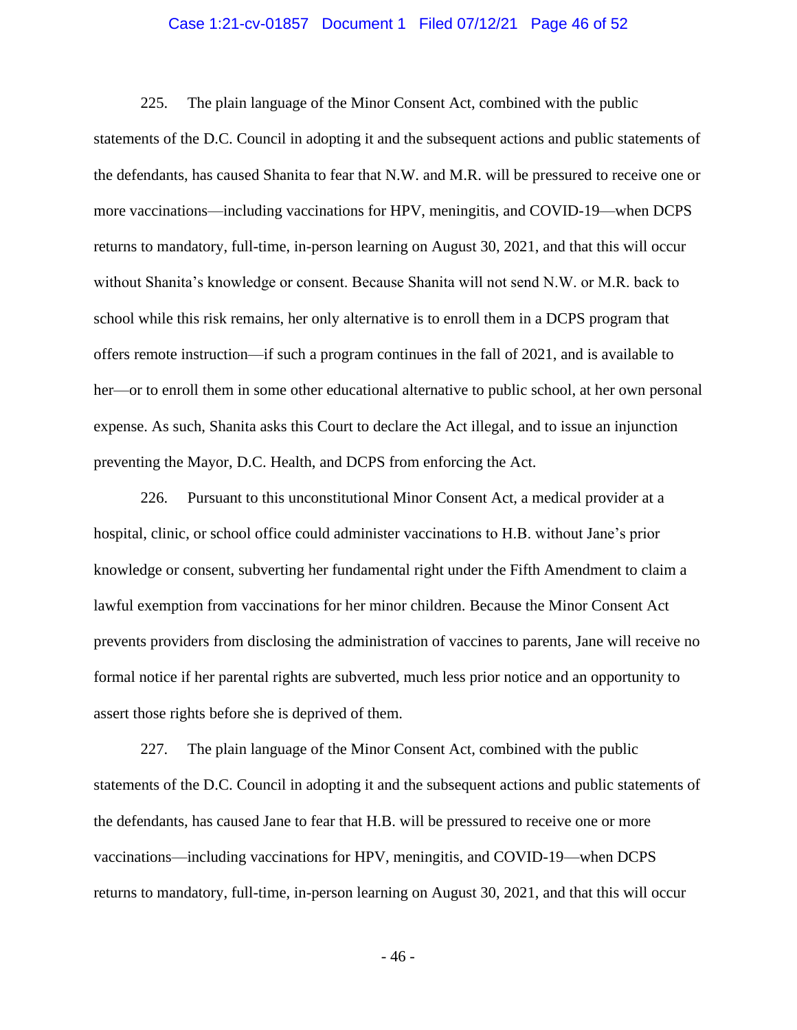225. The plain language of the Minor Consent Act, combined with the public statements of the D.C. Council in adopting it and the subsequent actions and public statements of the defendants, has caused Shanita to fear that N.W. and M.R. will be pressured to receive one or more vaccinations—including vaccinations for HPV, meningitis, and COVID-19—when DCPS returns to mandatory, full-time, in-person learning on August 30, 2021, and that this will occur without Shanita's knowledge or consent. Because Shanita will not send N.W. or M.R. back to school while this risk remains, her only alternative is to enroll them in a DCPS program that offers remote instruction—if such a program continues in the fall of 2021, and is available to her—or to enroll them in some other educational alternative to public school, at her own personal expense. As such, Shanita asks this Court to declare the Act illegal, and to issue an injunction preventing the Mayor, D.C. Health, and DCPS from enforcing the Act.

226. Pursuant to this unconstitutional Minor Consent Act, a medical provider at a hospital, clinic, or school office could administer vaccinations to H.B. without Jane's prior knowledge or consent, subverting her fundamental right under the Fifth Amendment to claim a lawful exemption from vaccinations for her minor children. Because the Minor Consent Act prevents providers from disclosing the administration of vaccines to parents, Jane will receive no formal notice if her parental rights are subverted, much less prior notice and an opportunity to assert those rights before she is deprived of them.

227. The plain language of the Minor Consent Act, combined with the public statements of the D.C. Council in adopting it and the subsequent actions and public statements of the defendants, has caused Jane to fear that H.B. will be pressured to receive one or more vaccinations—including vaccinations for HPV, meningitis, and COVID-19—when DCPS returns to mandatory, full-time, in-person learning on August 30, 2021, and that this will occur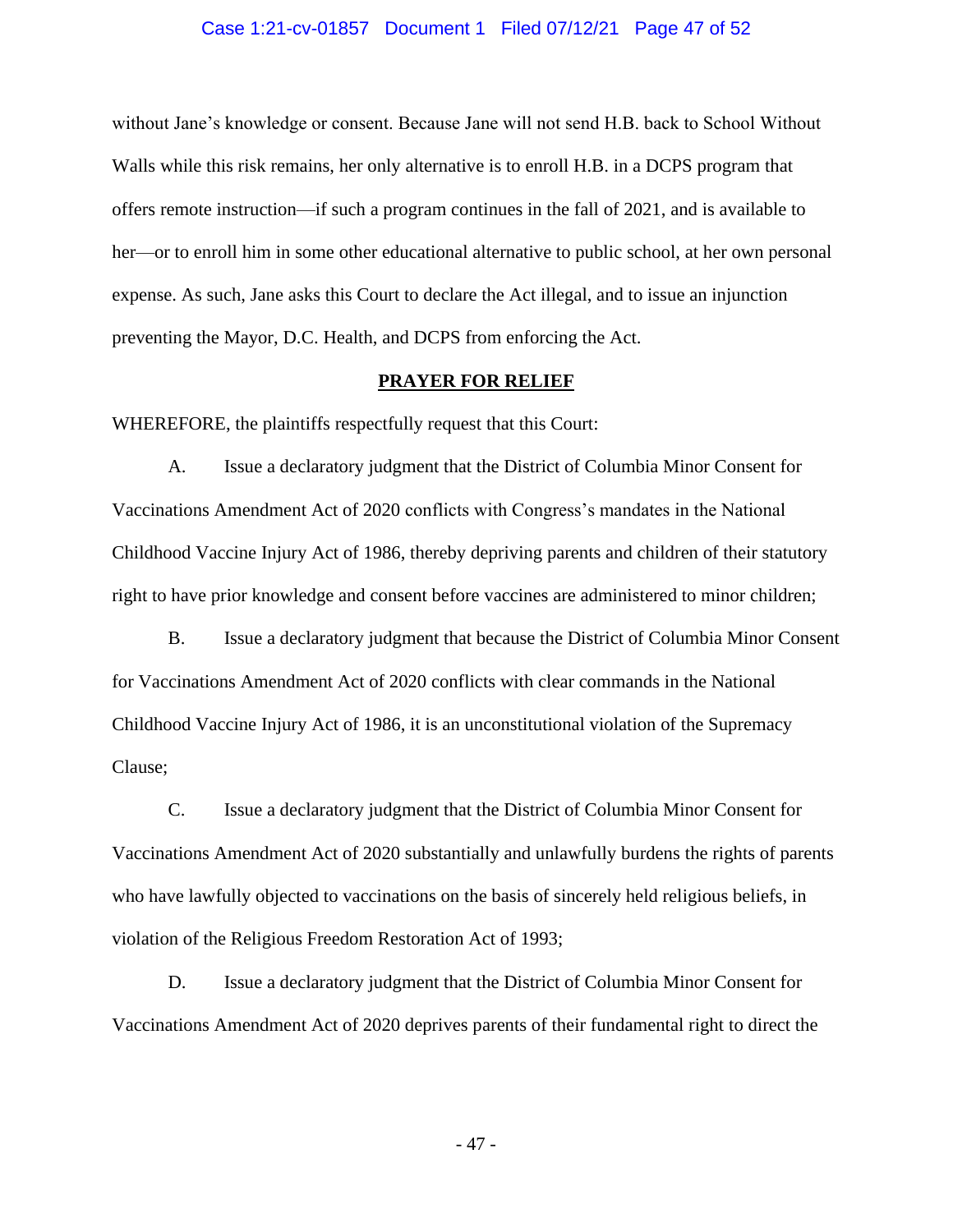without Jane's knowledge or consent. Because Jane will not send H.B. back to School Without Walls while this risk remains, her only alternative is to enroll H.B. in a DCPS program that offers remote instruction—if such a program continues in the fall of 2021, and is available to her—or to enroll him in some other educational alternative to public school, at her own personal expense. As such, Jane asks this Court to declare the Act illegal, and to issue an injunction preventing the Mayor, D.C. Health, and DCPS from enforcing the Act.

## PRAYER FOR RELIEF

WHEREFORE, the plaintiffs respectfully request that this Court:

A. Issue a declaratory judgment that the District of Columbia Minor Consent for Vaccinations Amendment Act of 2020 conflicts with Congress's mandates in the National Childhood Vaccine Injury Act of 1986, thereby depriving parents and children of their statutory right to have prior knowledge and consent before vaccines are administered to minor children;

B. Issue a declaratory judgment that because the District of Columbia Minor Consent for Vaccinations Amendment Act of 2020 conflicts with clear commands in the National Childhood Vaccine Injury Act of 1986, it is an unconstitutional violation of the Supremacy Clause;

C. Issue a declaratory judgment that the District of Columbia Minor Consent for Vaccinations Amendment Act of 2020 substantially and unlawfully burdens the rights of parents who have lawfully objected to vaccinations on the basis of sincerely held religious beliefs, in violation of the Religious Freedom Restoration Act of 1993;

D. Issue a declaratory judgment that the District of Columbia Minor Consent for Vaccinations Amendment Act of 2020 deprives parents of their fundamental right to direct the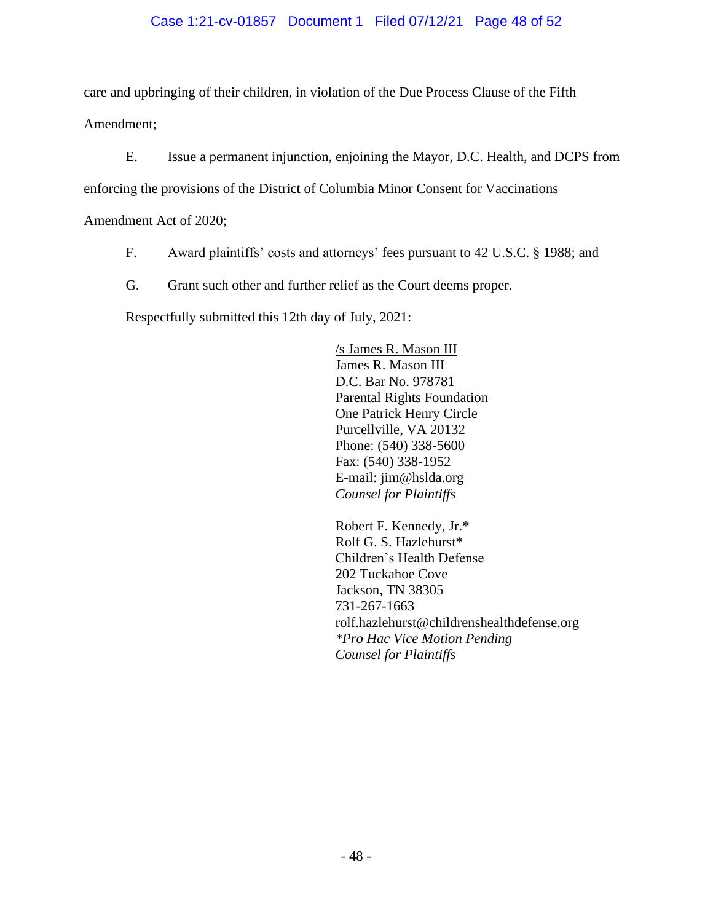care and upbringing of their children, in violation of the Due Process Clause of the Fifth Amendment;

E. Issue a permanent injunction, enjoining the Mayor, D.C. Health, and DCPS from enforcing the provisions of the District of Columbia Minor Consent for Vaccinations Amendment Act of 2020;

F. Award plaintiffs' costs and attorneys' fees pursuant to 42 U.S.C. § 1988; and

G. Grant such other and further relief as the Court deems proper.

Respectfully submitted this 12th day of July, 2021:

/s James R. Mason III
James R. Mason III
D.C. Bar No. 978781
Parental Rights Foundation
One Patrick Henry Circle
Purcellville, VA 20132
Phone: (540) 338-5600
Fax: (540) 338-1952
E-mail: jim@hslda.org
*Counsel for Plaintiffs*

Robert F. Kennedy, Jr.*
Rolf G. S. Hazlehurst*
Children's Health Defense
202 Tuckahoe Cove
Jackson, TN 38305
731-267-1663
rolf.hazlehurst@childrenshealthdefense.org
*\*Pro Hac Vice Motion Pending*
*Counsel for Plaintiffs*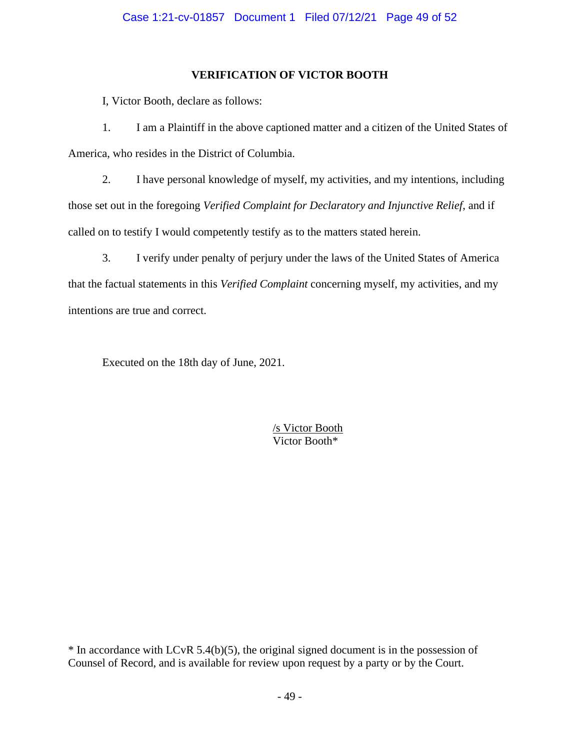## VERIFICATION OF VICTOR BOOTH

I, Victor Booth, declare as follows:

1. I am a Plaintiff in the above captioned matter and a citizen of the United States of America, who resides in the District of Columbia.

2. I have personal knowledge of myself, my activities, and my intentions, including those set out in the foregoing *Verified Complaint for Declaratory and Injunctive Relief*, and if called on to testify I would competently testify as to the matters stated herein.

3. I verify under penalty of perjury under the laws of the United States of America that the factual statements in this *Verified Complaint* concerning myself, my activities, and my intentions are true and correct.

Executed on the 18th day of June, 2021.

/s Victor Booth
Victor Booth*

* In accordance with LCvR 5.4(b)(5), the original signed document is in the possession of Counsel of Record, and is available for review upon request by a party or by the Court.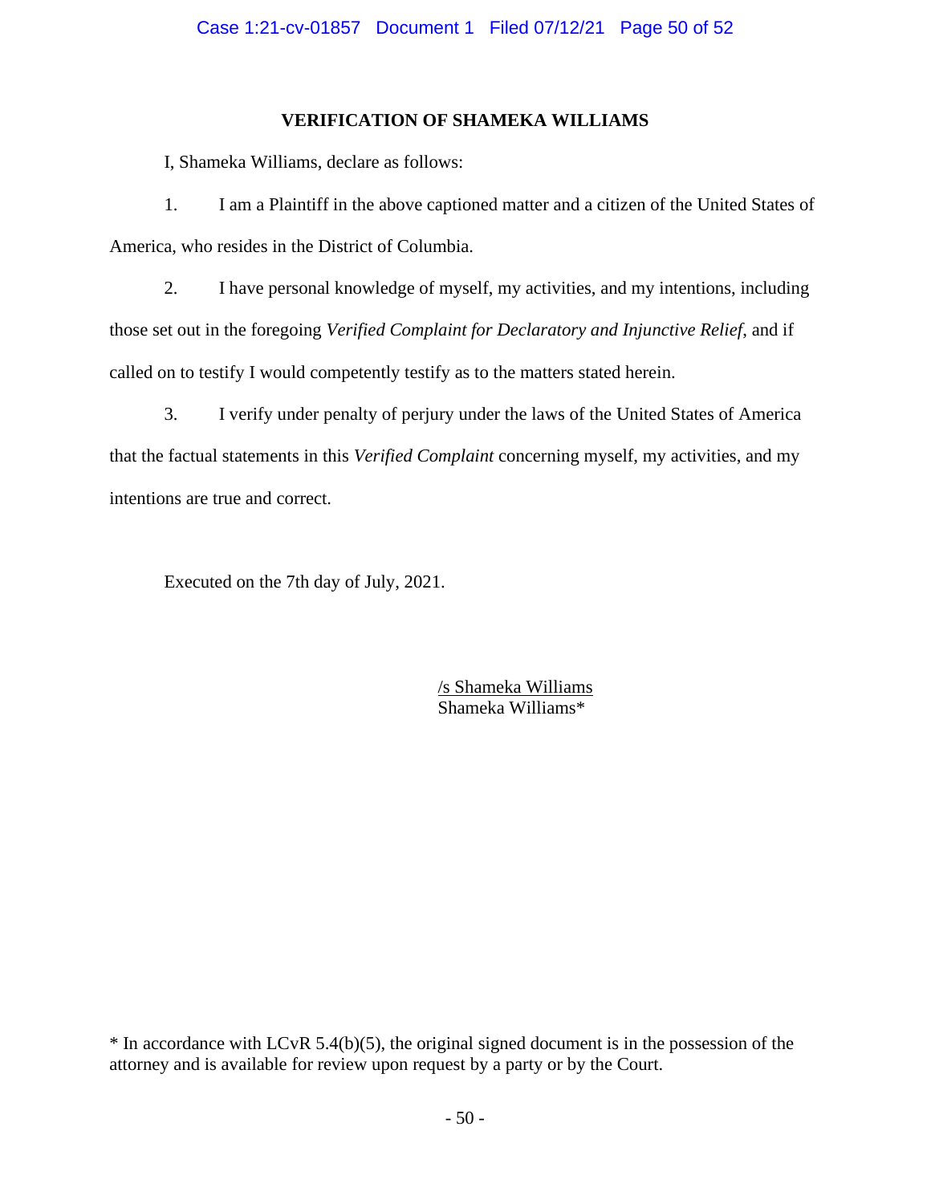**VERIFICATION OF SHAMEKA WILLIAMS**

I, Shameka Williams, declare as follows:

1. I am a Plaintiff in the above captioned matter and a citizen of the United States of America, who resides in the District of Columbia.

2. I have personal knowledge of myself, my activities, and my intentions, including those set out in the foregoing *Verified Complaint for Declaratory and Injunctive Relief*, and if called on to testify I would competently testify as to the matters stated herein.

3. I verify under penalty of perjury under the laws of the United States of America that the factual statements in this *Verified Complaint* concerning myself, my activities, and my intentions are true and correct.

Executed on the 7th day of July, 2021.

/s Shameka Williams
Shameka Williams*

\* In accordance with LCvR 5.4(b)(5), the original signed document is in the possession of the attorney and is available for review upon request by a party or by the Court.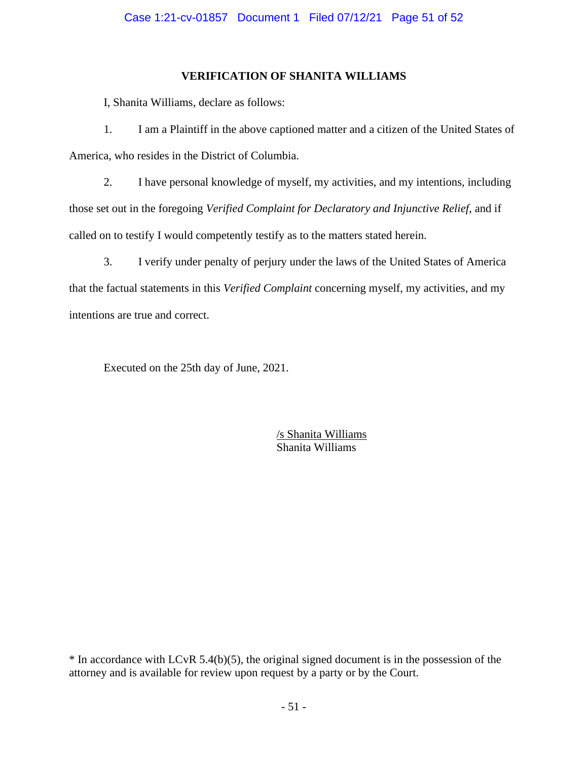## VERIFICATION OF SHANITA WILLIAMS

I, Shanita Williams, declare as follows:

1. I am a Plaintiff in the above captioned matter and a citizen of the United States of America, who resides in the District of Columbia.

2. I have personal knowledge of myself, my activities, and my intentions, including those set out in the foregoing *Verified Complaint for Declaratory and Injunctive Relief*, and if called on to testify I would competently testify as to the matters stated herein.

3. I verify under penalty of perjury under the laws of the United States of America that the factual statements in this *Verified Complaint* concerning myself, my activities, and my intentions are true and correct.

Executed on the 25th day of June, 2021.

/s Shanita Williams
Shanita Williams

* In accordance with LCvR 5.4(b)(5), the original signed document is in the possession of the attorney and is available for review upon request by a party or by the Court.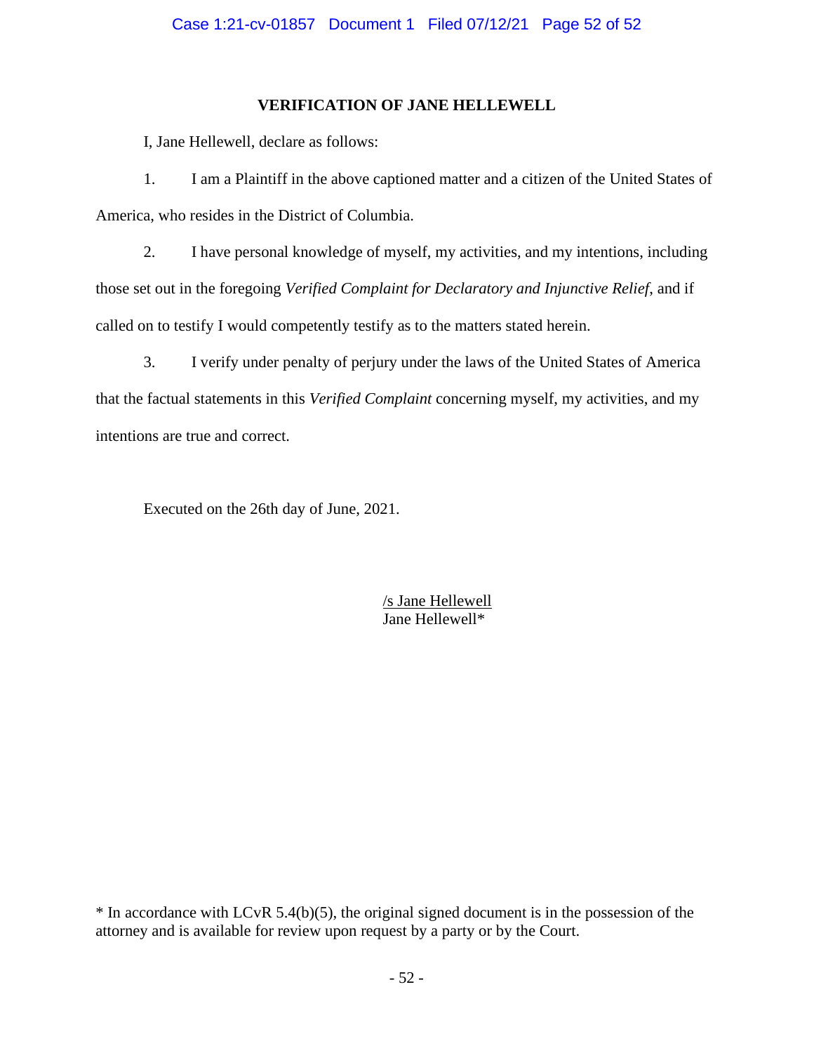## VERIFICATION OF JANE HELLEWELL

I, Jane Hellewell, declare as follows:

1. I am a Plaintiff in the above captioned matter and a citizen of the United States of America, who resides in the District of Columbia.

2. I have personal knowledge of myself, my activities, and my intentions, including those set out in the foregoing *Verified Complaint for Declaratory and Injunctive Relief*, and if called on to testify I would competently testify as to the matters stated herein.

3. I verify under penalty of perjury under the laws of the United States of America that the factual statements in this *Verified Complaint* concerning myself, my activities, and my intentions are true and correct.

Executed on the 26th day of June, 2021.

/s Jane Hellewell
Jane Hellewell*

* In accordance with LCvR 5.4(b)(5), the original signed document is in the possession of the attorney and is available for review upon request by a party or by the Court.